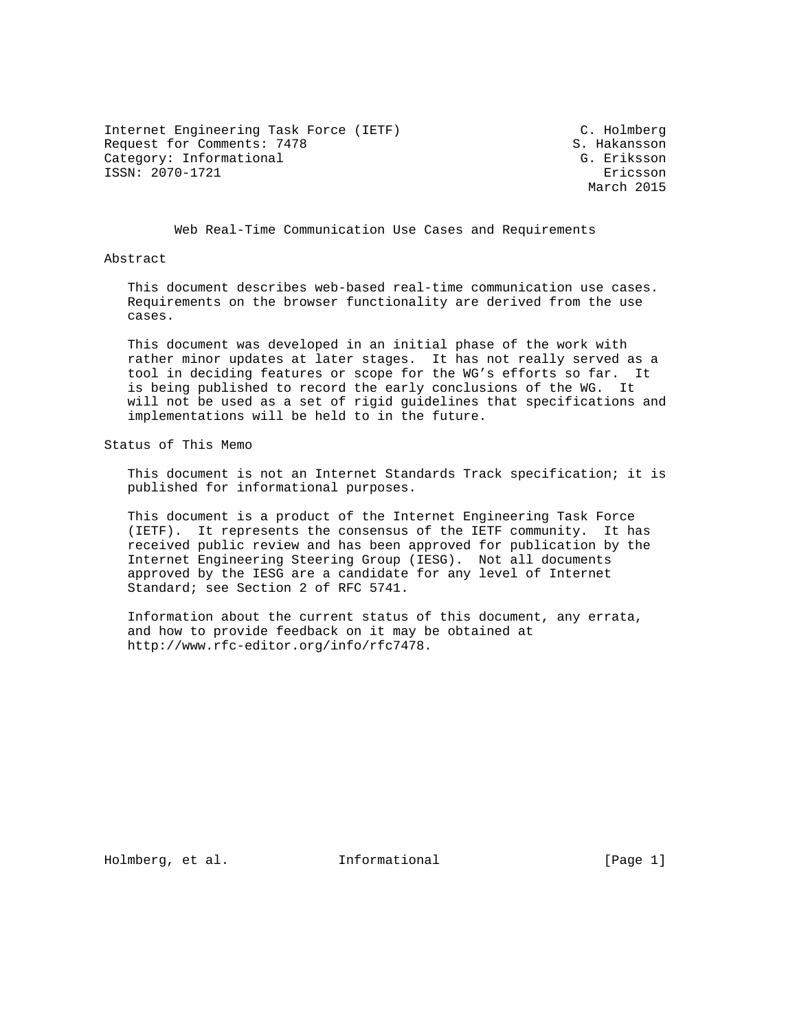Internet Engineering Task Force (IETF) C. Holmberg
Request for Comments: 7478 S. Hakansson
Category: Informational G. Eriksson
ISSN: 2070-1721 Ericsson
March 2015

# Web Real-Time Communication Use Cases and Requirements

## Abstract

This document describes web-based real-time communication use cases. Requirements on the browser functionality are derived from the use cases.

This document was developed in an initial phase of the work with rather minor updates at later stages. It has not really served as a tool in deciding features or scope for the WG's efforts so far. It is being published to record the early conclusions of the WG. It will not be used as a set of rigid guidelines that specifications and implementations will be held to in the future.

## Status of This Memo

This document is not an Internet Standards Track specification; it is published for informational purposes.

This document is a product of the Internet Engineering Task Force (IETF). It represents the consensus of the IETF community. It has received public review and has been approved for publication by the Internet Engineering Steering Group (IESG). Not all documents approved by the IESG are a candidate for any level of Internet Standard; see Section 2 of RFC 5741.

Information about the current status of this document, any errata, and how to provide feedback on it may be obtained at http://www.rfc-editor.org/info/rfc7478.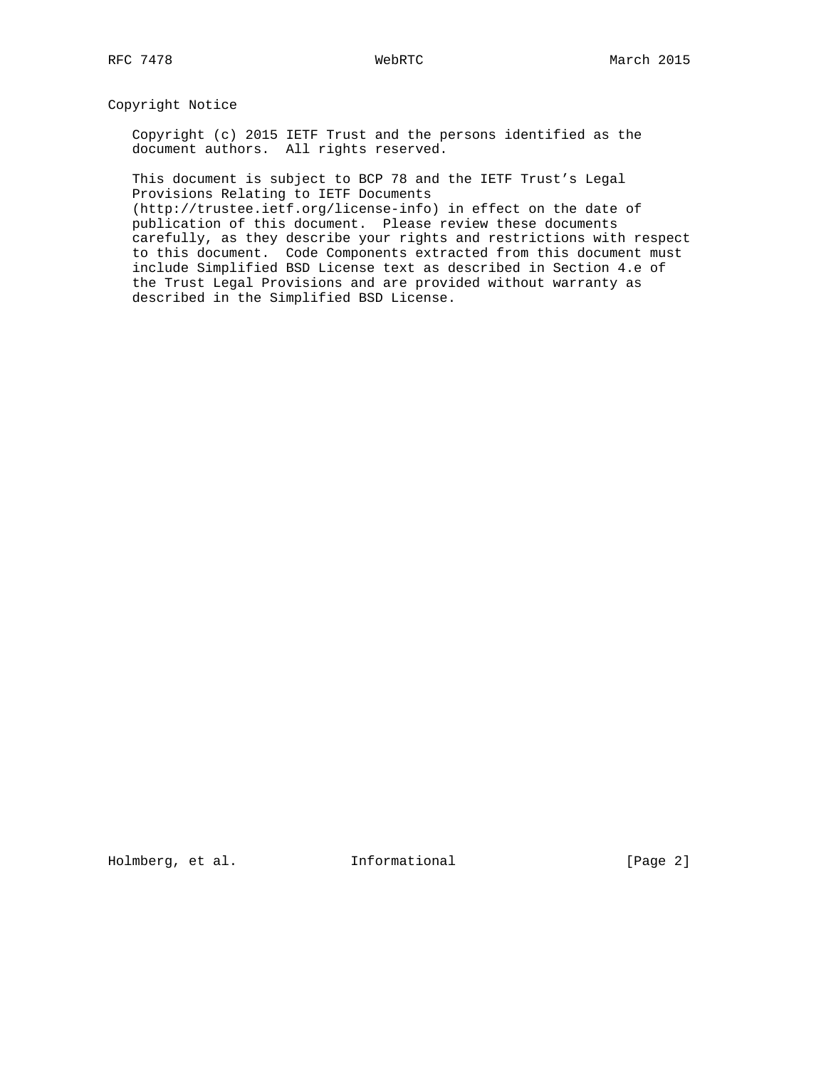## Copyright Notice

Copyright (c) 2015 IETF Trust and the persons identified as the document authors. All rights reserved.

This document is subject to BCP 78 and the IETF Trust's Legal Provisions Relating to IETF Documents (http://trustee.ietf.org/license-info) in effect on the date of publication of this document. Please review these documents carefully, as they describe your rights and restrictions with respect to this document. Code Components extracted from this document must include Simplified BSD License text as described in Section 4.e of the Trust Legal Provisions and are provided without warranty as described in the Simplified BSD License.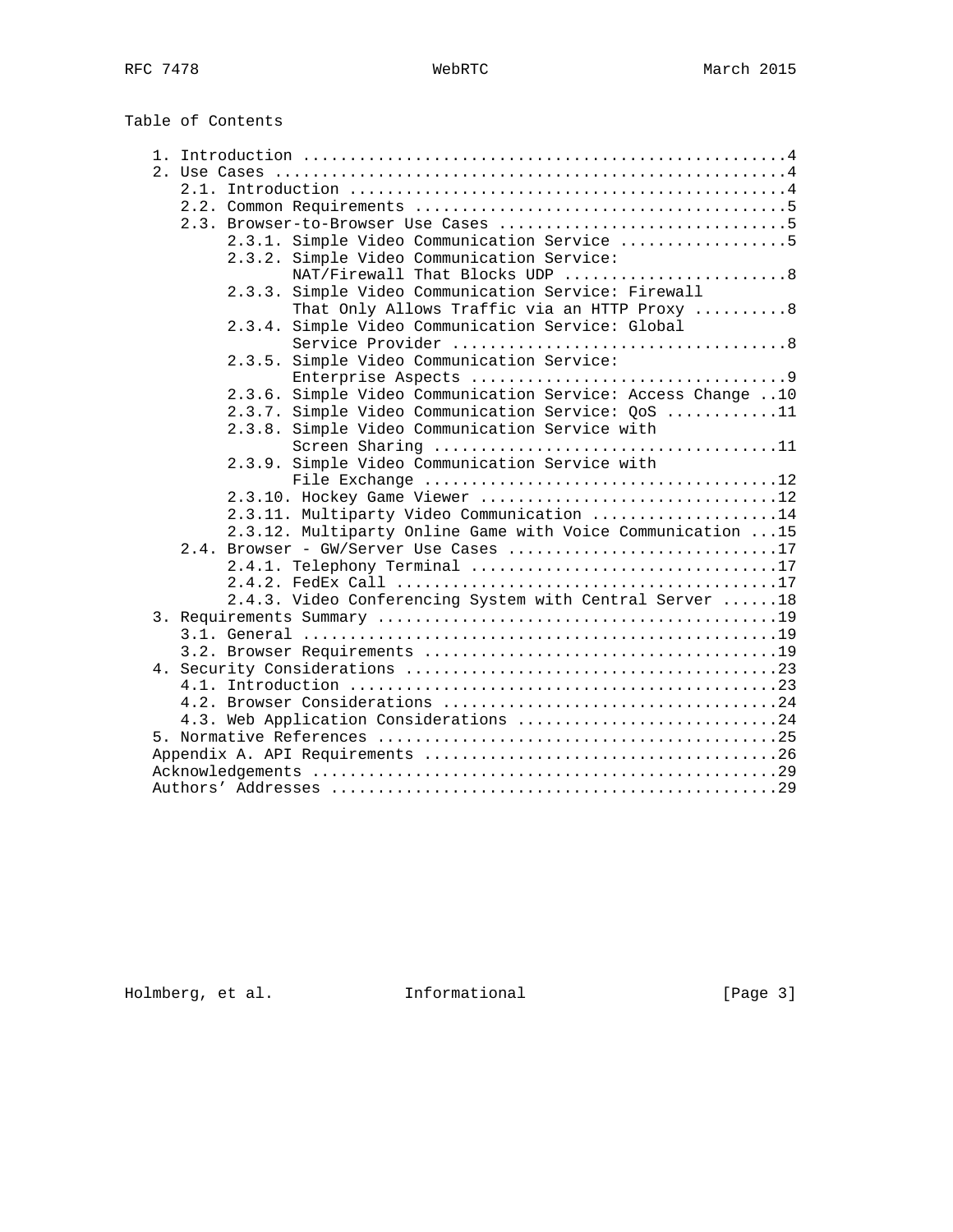Table of Contents

```
   1. Introduction ....................................................4
   2. Use Cases .......................................................4
      2.1. Introduction ...............................................4
      2.2. Common Requirements ........................................5
      2.3. Browser-to-Browser Use Cases ...............................5
           2.3.1. Simple Video Communication Service ..................5
           2.3.2. Simple Video Communication Service:
                  NAT/Firewall That Blocks UDP ........................8
           2.3.3. Simple Video Communication Service: Firewall
                  That Only Allows Traffic via an HTTP Proxy ..........8
           2.3.4. Simple Video Communication Service: Global
                  Service Provider ....................................8
           2.3.5. Simple Video Communication Service:
                  Enterprise Aspects ..................................9
           2.3.6. Simple Video Communication Service: Access Change ..10
           2.3.7. Simple Video Communication Service: QoS ............11
           2.3.8. Simple Video Communication Service with
                  Screen Sharing .....................................11
           2.3.9. Simple Video Communication Service with
                  File Exchange ......................................12
           2.3.10. Hockey Game Viewer ................................12
           2.3.11. Multiparty Video Communication ....................14
           2.3.12. Multiparty Online Game with Voice Communication ...15
      2.4. Browser - GW/Server Use Cases .............................17
           2.4.1. Telephony Terminal .................................17
           2.4.2. FedEx Call .........................................17
           2.4.3. Video Conferencing System with Central Server ......18
   3. Requirements Summary ...........................................19
      3.1. General ...................................................19
      3.2. Browser Requirements ......................................19
   4. Security Considerations ........................................23
      4.1. Introduction ..............................................23
      4.2. Browser Considerations ....................................24
      4.3. Web Application Considerations ............................24
   5. Normative References ...........................................25
   Appendix A. API Requirements ......................................26
   Acknowledgements ..................................................29
   Authors' Addresses ................................................29
```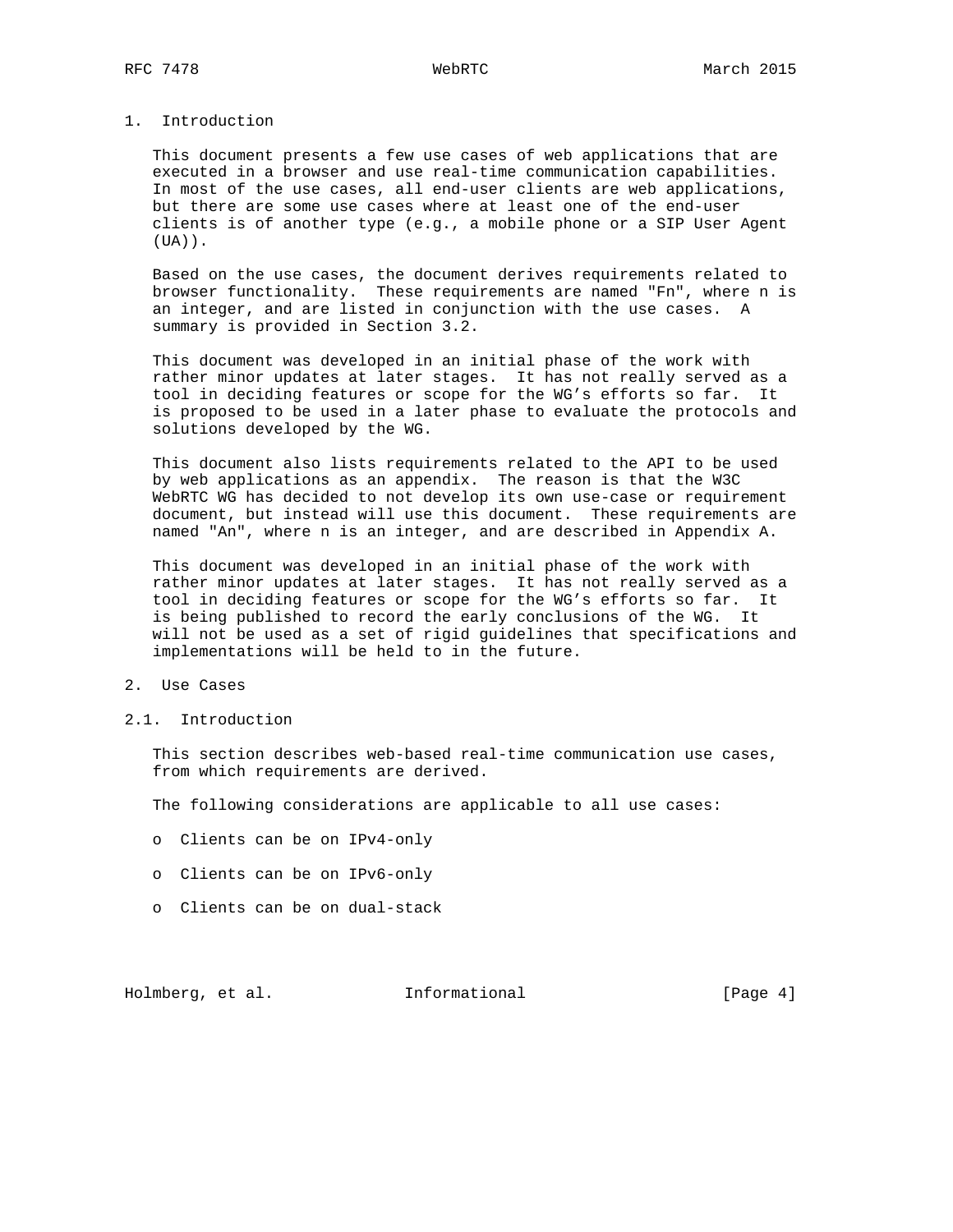# 1. Introduction

This document presents a few use cases of web applications that are executed in a browser and use real-time communication capabilities. In most of the use cases, all end-user clients are web applications, but there are some use cases where at least one of the end-user clients is of another type (e.g., a mobile phone or a SIP User Agent (UA)).

Based on the use cases, the document derives requirements related to browser functionality. These requirements are named "Fn", where n is an integer, and are listed in conjunction with the use cases. A summary is provided in Section 3.2.

This document was developed in an initial phase of the work with rather minor updates at later stages. It has not really served as a tool in deciding features or scope for the WG's efforts so far. It is proposed to be used in a later phase to evaluate the protocols and solutions developed by the WG.

This document also lists requirements related to the API to be used by web applications as an appendix. The reason is that the W3C WebRTC WG has decided to not develop its own use-case or requirement document, but instead will use this document. These requirements are named "An", where n is an integer, and are described in Appendix A.

This document was developed in an initial phase of the work with rather minor updates at later stages. It has not really served as a tool in deciding features or scope for the WG's efforts so far. It is being published to record the early conclusions of the WG. It will not be used as a set of rigid guidelines that specifications and implementations will be held to in the future.

# 2. Use Cases

## 2.1. Introduction

This section describes web-based real-time communication use cases, from which requirements are derived.

The following considerations are applicable to all use cases:

- Clients can be on IPv4-only
- Clients can be on IPv6-only
- Clients can be on dual-stack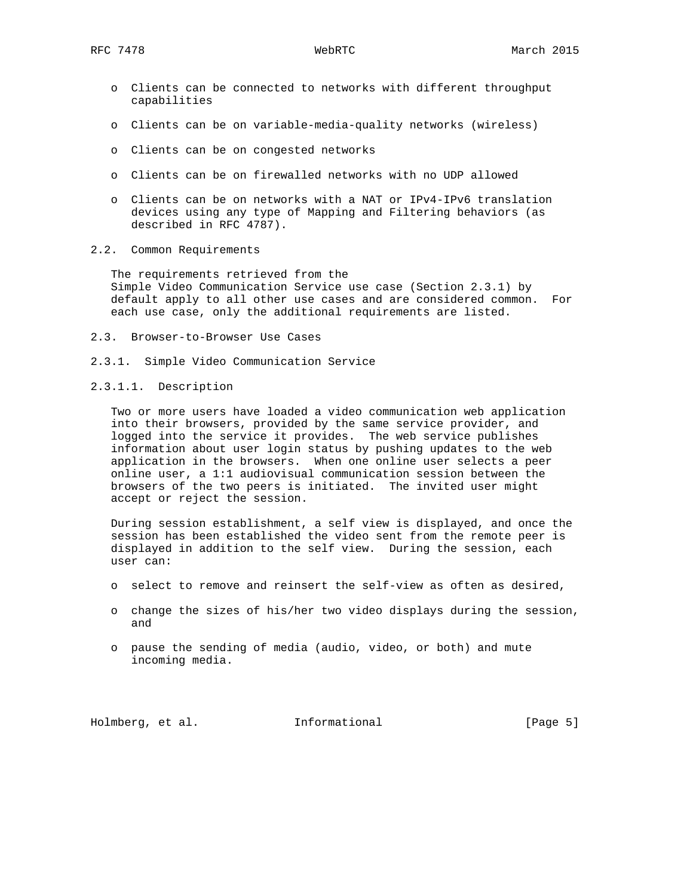- Clients can be connected to networks with different throughput capabilities

- Clients can be on variable-media-quality networks (wireless)

- Clients can be on congested networks

- Clients can be on firewalled networks with no UDP allowed

- Clients can be on networks with a NAT or IPv4-IPv6 translation devices using any type of Mapping and Filtering behaviors (as described in RFC 4787).

## 2.2. Common Requirements

The requirements retrieved from the Simple Video Communication Service use case (Section 2.3.1) by default apply to all other use cases and are considered common. For each use case, only the additional requirements are listed.

## 2.3. Browser-to-Browser Use Cases

### 2.3.1. Simple Video Communication Service

#### 2.3.1.1. Description

Two or more users have loaded a video communication web application into their browsers, provided by the same service provider, and logged into the service it provides. The web service publishes information about user login status by pushing updates to the web application in the browsers. When one online user selects a peer online user, a 1:1 audiovisual communication session between the browsers of the two peers is initiated. The invited user might accept or reject the session.

During session establishment, a self view is displayed, and once the session has been established the video sent from the remote peer is displayed in addition to the self view. During the session, each user can:

- select to remove and reinsert the self-view as often as desired,

- change the sizes of his/her two video displays during the session, and

- pause the sending of media (audio, video, or both) and mute incoming media.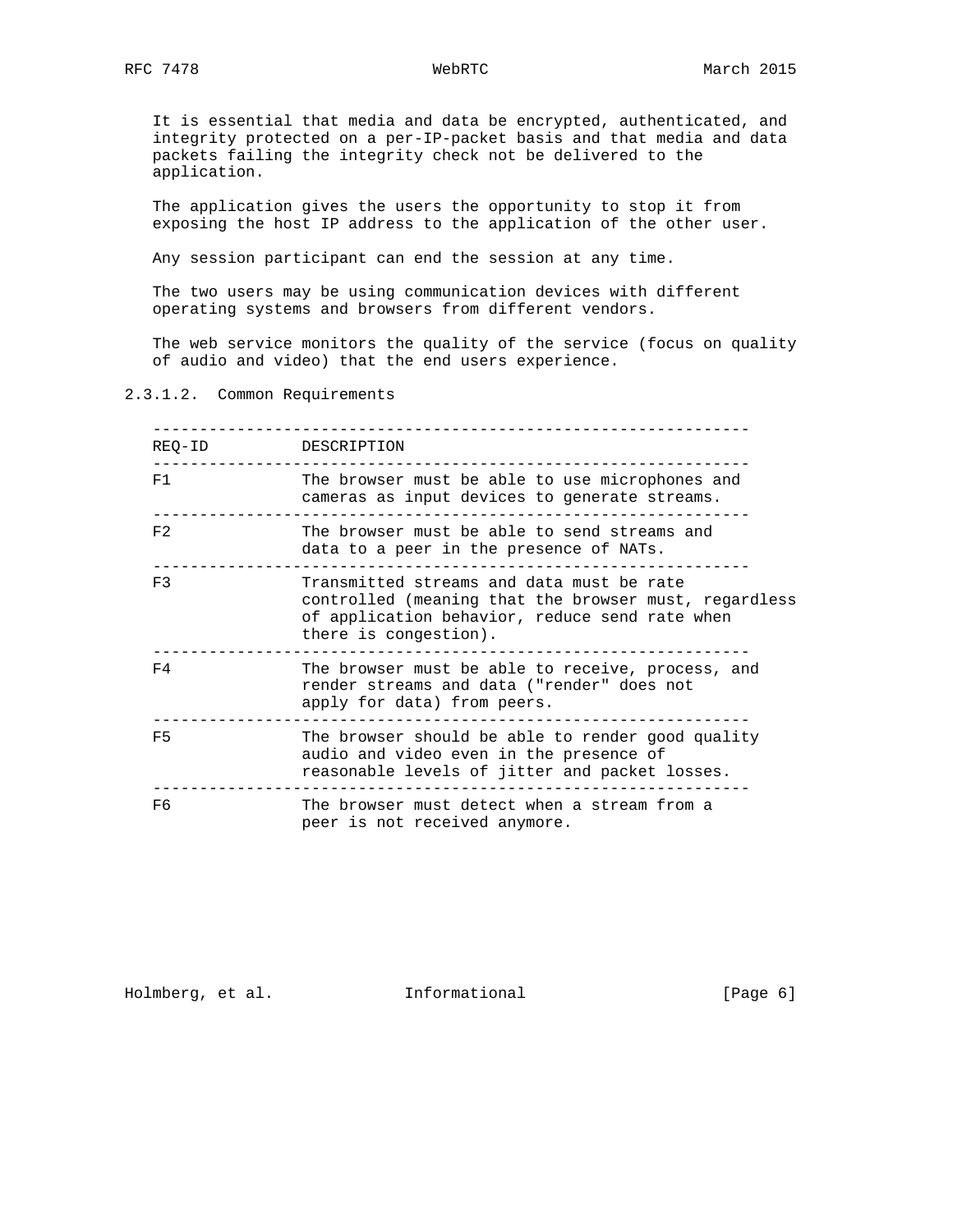It is essential that media and data be encrypted, authenticated, and integrity protected on a per-IP-packet basis and that media and data packets failing the integrity check not be delivered to the application.

The application gives the users the opportunity to stop it from exposing the host IP address to the application of the other user.

Any session participant can end the session at any time.

The two users may be using communication devices with different operating systems and browsers from different vendors.

The web service monitors the quality of the service (focus on quality of audio and video) that the end users experience.

#### 2.3.1.2. Common Requirements

| REQ-ID | DESCRIPTION |
|---|---|
| F1 | The browser must be able to use microphones and cameras as input devices to generate streams. |
| F2 | The browser must be able to send streams and data to a peer in the presence of NATs. |
| F3 | Transmitted streams and data must be rate controlled (meaning that the browser must, regardless of application behavior, reduce send rate when there is congestion). |
| F4 | The browser must be able to receive, process, and render streams and data ("render" does not apply for data) from peers. |
| F5 | The browser should be able to render good quality audio and video even in the presence of reasonable levels of jitter and packet losses. |
| F6 | The browser must detect when a stream from a peer is not received anymore. |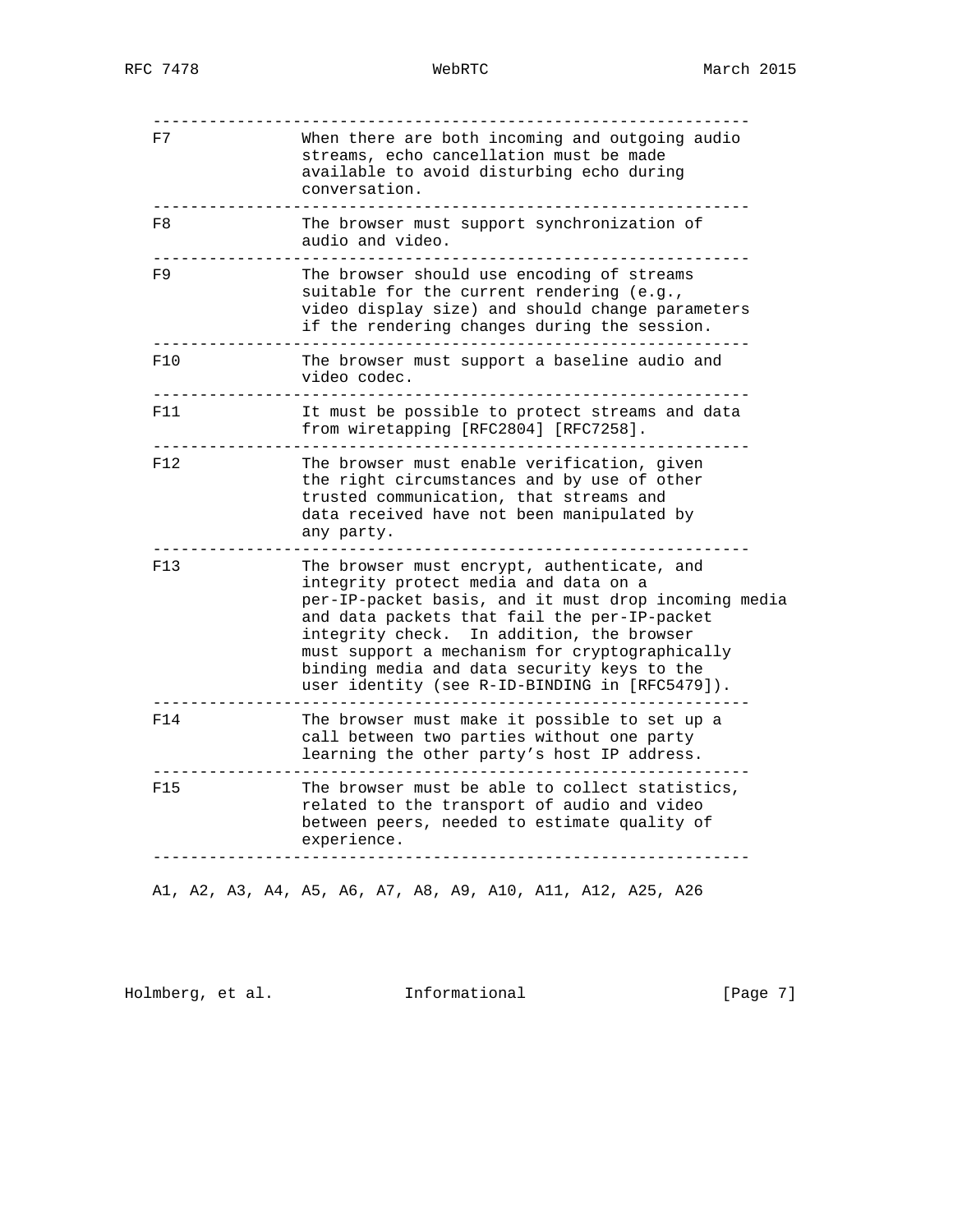| | |
|---|---|
| F7 | When there are both incoming and outgoing audio streams, echo cancellation must be made available to avoid disturbing echo during conversation. |
| F8 | The browser must support synchronization of audio and video. |
| F9 | The browser should use encoding of streams suitable for the current rendering (e.g., video display size) and should change parameters if the rendering changes during the session. |
| F10 | The browser must support a baseline audio and video codec. |
| F11 | It must be possible to protect streams and data from wiretapping [RFC2804] [RFC7258]. |
| F12 | The browser must enable verification, given the right circumstances and by use of other trusted communication, that streams and data received have not been manipulated by any party. |
| F13 | The browser must encrypt, authenticate, and integrity protect media and data on a per-IP-packet basis, and it must drop incoming media and data packets that fail the per-IP-packet integrity check. In addition, the browser must support a mechanism for cryptographically binding media and data security keys to the user identity (see R-ID-BINDING in [RFC5479]). |
| F14 | The browser must make it possible to set up a call between two parties without one party learning the other party's host IP address. |
| F15 | The browser must be able to collect statistics, related to the transport of audio and video between peers, needed to estimate quality of experience. |

A1, A2, A3, A4, A5, A6, A7, A8, A9, A10, A11, A12, A25, A26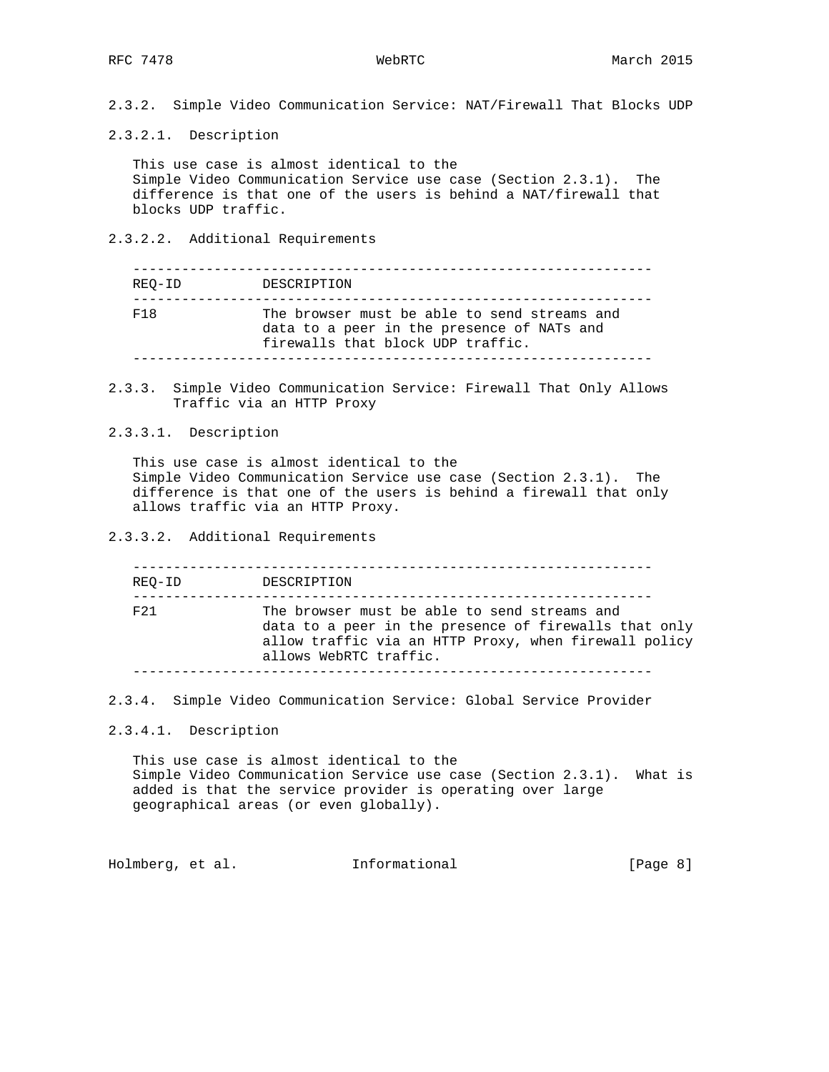#### 2.3.2. Simple Video Communication Service: NAT/Firewall That Blocks UDP

##### 2.3.2.1. Description

This use case is almost identical to the Simple Video Communication Service use case (Section 2.3.1). The difference is that one of the users is behind a NAT/firewall that blocks UDP traffic.

##### 2.3.2.2. Additional Requirements

| REQ-ID | DESCRIPTION |
| --- | --- |
| F18 | The browser must be able to send streams and data to a peer in the presence of NATs and firewalls that block UDP traffic. |

#### 2.3.3. Simple Video Communication Service: Firewall That Only Allows Traffic via an HTTP Proxy

##### 2.3.3.1. Description

This use case is almost identical to the Simple Video Communication Service use case (Section 2.3.1). The difference is that one of the users is behind a firewall that only allows traffic via an HTTP Proxy.

##### 2.3.3.2. Additional Requirements

| REQ-ID | DESCRIPTION |
| --- | --- |
| F21 | The browser must be able to send streams and data to a peer in the presence of firewalls that only allow traffic via an HTTP Proxy, when firewall policy allows WebRTC traffic. |

#### 2.3.4. Simple Video Communication Service: Global Service Provider

##### 2.3.4.1. Description

This use case is almost identical to the Simple Video Communication Service use case (Section 2.3.1). What is added is that the service provider is operating over large geographical areas (or even globally).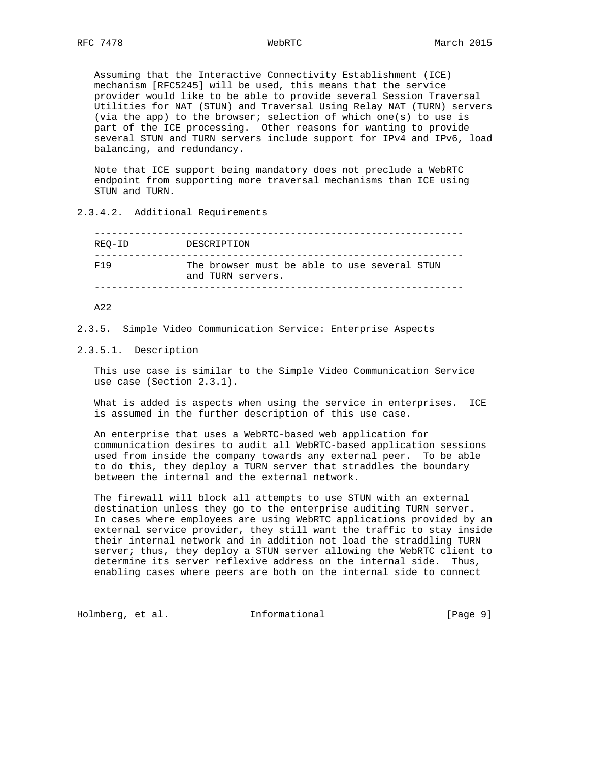Assuming that the Interactive Connectivity Establishment (ICE) mechanism [RFC5245] will be used, this means that the service provider would like to be able to provide several Session Traversal Utilities for NAT (STUN) and Traversal Using Relay NAT (TURN) servers (via the app) to the browser; selection of which one(s) to use is part of the ICE processing. Other reasons for wanting to provide several STUN and TURN servers include support for IPv4 and IPv6, load balancing, and redundancy.

Note that ICE support being mandatory does not preclude a WebRTC endpoint from supporting more traversal mechanisms than ICE using STUN and TURN.

#### 2.3.4.2. Additional Requirements

| REQ-ID | DESCRIPTION |
|---|---|
| F19 | The browser must be able to use several STUN and TURN servers. |

A22

### 2.3.5. Simple Video Communication Service: Enterprise Aspects

#### 2.3.5.1. Description

This use case is similar to the Simple Video Communication Service use case (Section 2.3.1).

What is added is aspects when using the service in enterprises. ICE is assumed in the further description of this use case.

An enterprise that uses a WebRTC-based web application for communication desires to audit all WebRTC-based application sessions used from inside the company towards any external peer. To be able to do this, they deploy a TURN server that straddles the boundary between the internal and the external network.

The firewall will block all attempts to use STUN with an external destination unless they go to the enterprise auditing TURN server. In cases where employees are using WebRTC applications provided by an external service provider, they still want the traffic to stay inside their internal network and in addition not load the straddling TURN server; thus, they deploy a STUN server allowing the WebRTC client to determine its server reflexive address on the internal side. Thus, enabling cases where peers are both on the internal side to connect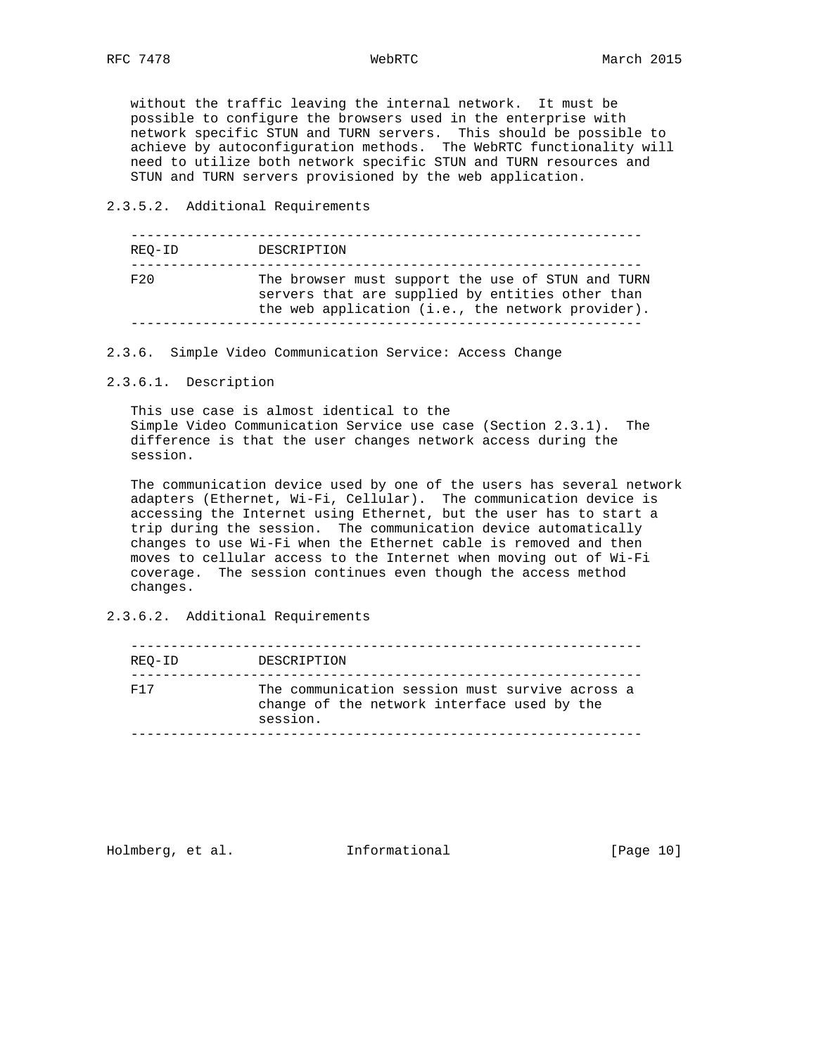without the traffic leaving the internal network. It must be possible to configure the browsers used in the enterprise with network specific STUN and TURN servers. This should be possible to achieve by autoconfiguration methods. The WebRTC functionality will need to utilize both network specific STUN and TURN resources and STUN and TURN servers provisioned by the web application.

#### 2.3.5.2. Additional Requirements

| REQ-ID | DESCRIPTION |
| --- | --- |
| F20 | The browser must support the use of STUN and TURN servers that are supplied by entities other than the web application (i.e., the network provider). |

### 2.3.6. Simple Video Communication Service: Access Change

#### 2.3.6.1. Description

This use case is almost identical to the Simple Video Communication Service use case (Section 2.3.1). The difference is that the user changes network access during the session.

The communication device used by one of the users has several network adapters (Ethernet, Wi-Fi, Cellular). The communication device is accessing the Internet using Ethernet, but the user has to start a trip during the session. The communication device automatically changes to use Wi-Fi when the Ethernet cable is removed and then moves to cellular access to the Internet when moving out of Wi-Fi coverage. The session continues even though the access method changes.

#### 2.3.6.2. Additional Requirements

| REQ-ID | DESCRIPTION |
| --- | --- |
| F17 | The communication session must survive across a change of the network interface used by the session. |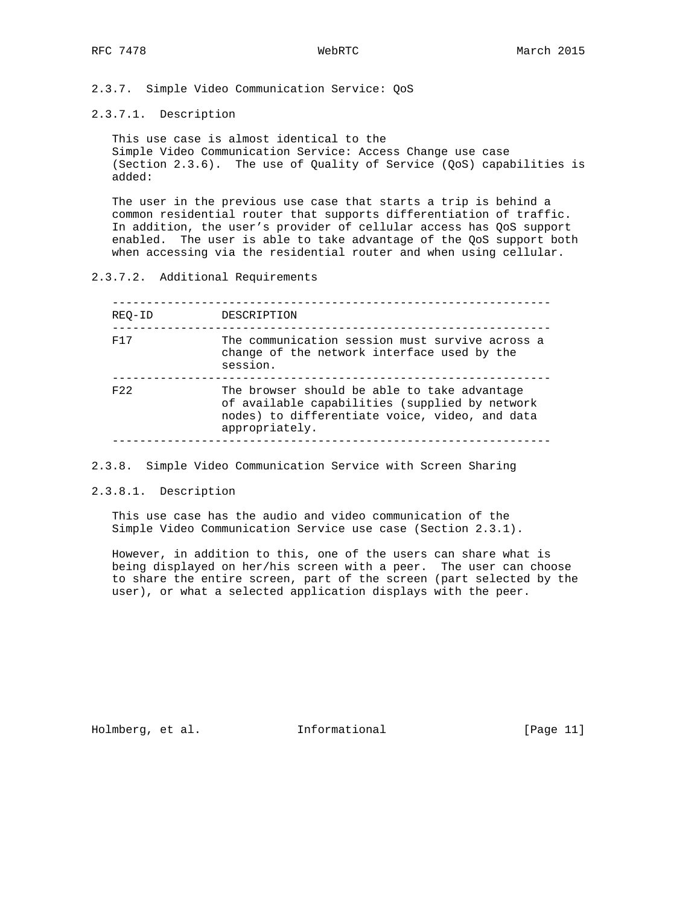### 2.3.7. Simple Video Communication Service: QoS

#### 2.3.7.1. Description

This use case is almost identical to the Simple Video Communication Service: Access Change use case (Section 2.3.6). The use of Quality of Service (QoS) capabilities is added:

The user in the previous use case that starts a trip is behind a common residential router that supports differentiation of traffic. In addition, the user's provider of cellular access has QoS support enabled. The user is able to take advantage of the QoS support both when accessing via the residential router and when using cellular.

#### 2.3.7.2. Additional Requirements

| REQ-ID | DESCRIPTION |
| --- | --- |
| F17 | The communication session must survive across a change of the network interface used by the session. |
| F22 | The browser should be able to take advantage of available capabilities (supplied by network nodes) to differentiate voice, video, and data appropriately. |

### 2.3.8. Simple Video Communication Service with Screen Sharing

#### 2.3.8.1. Description

This use case has the audio and video communication of the Simple Video Communication Service use case (Section 2.3.1).

However, in addition to this, one of the users can share what is being displayed on her/his screen with a peer. The user can choose to share the entire screen, part of the screen (part selected by the user), or what a selected application displays with the peer.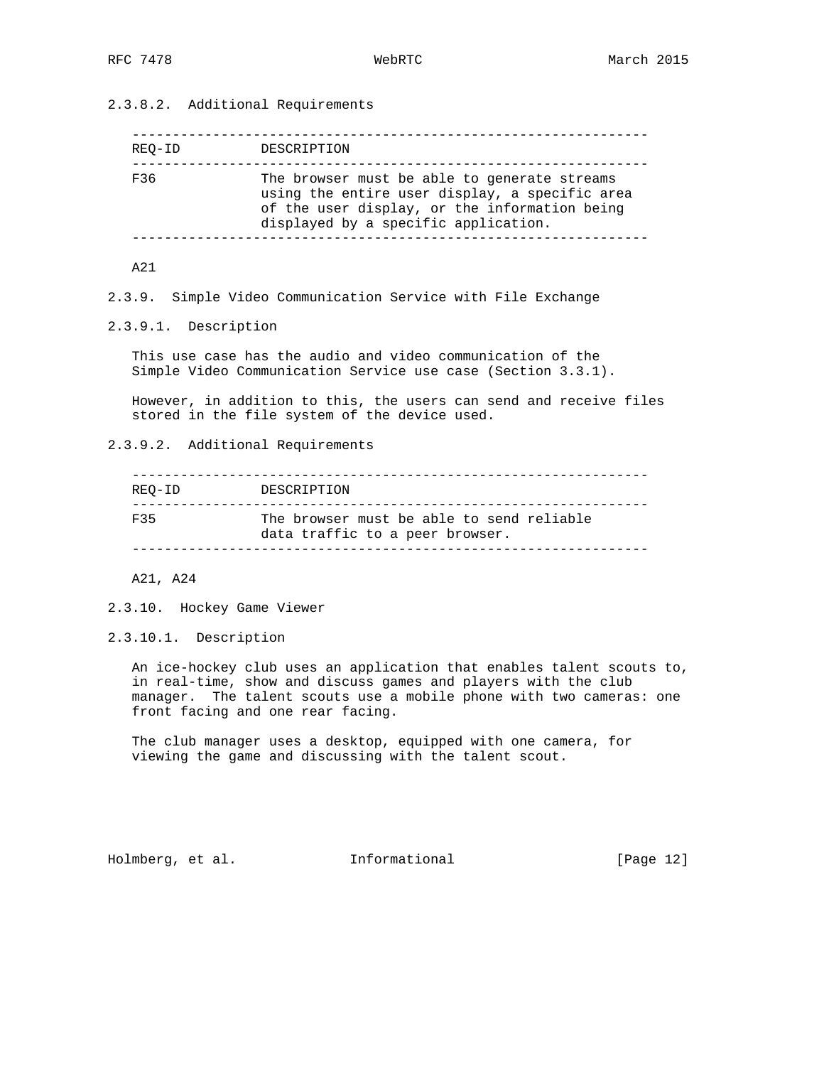#### 2.3.8.2. Additional Requirements

| REQ-ID | DESCRIPTION |
| --- | --- |
| F36 | The browser must be able to generate streams using the entire user display, a specific area of the user display, or the information being displayed by a specific application. |

A21

### 2.3.9. Simple Video Communication Service with File Exchange

#### 2.3.9.1. Description

This use case has the audio and video communication of the Simple Video Communication Service use case (Section 3.3.1).

However, in addition to this, the users can send and receive files stored in the file system of the device used.

#### 2.3.9.2. Additional Requirements

| REQ-ID | DESCRIPTION |
| --- | --- |
| F35 | The browser must be able to send reliable data traffic to a peer browser. |

A21, A24

### 2.3.10. Hockey Game Viewer

#### 2.3.10.1. Description

An ice-hockey club uses an application that enables talent scouts to, in real-time, show and discuss games and players with the club manager. The talent scouts use a mobile phone with two cameras: one front facing and one rear facing.

The club manager uses a desktop, equipped with one camera, for viewing the game and discussing with the talent scout.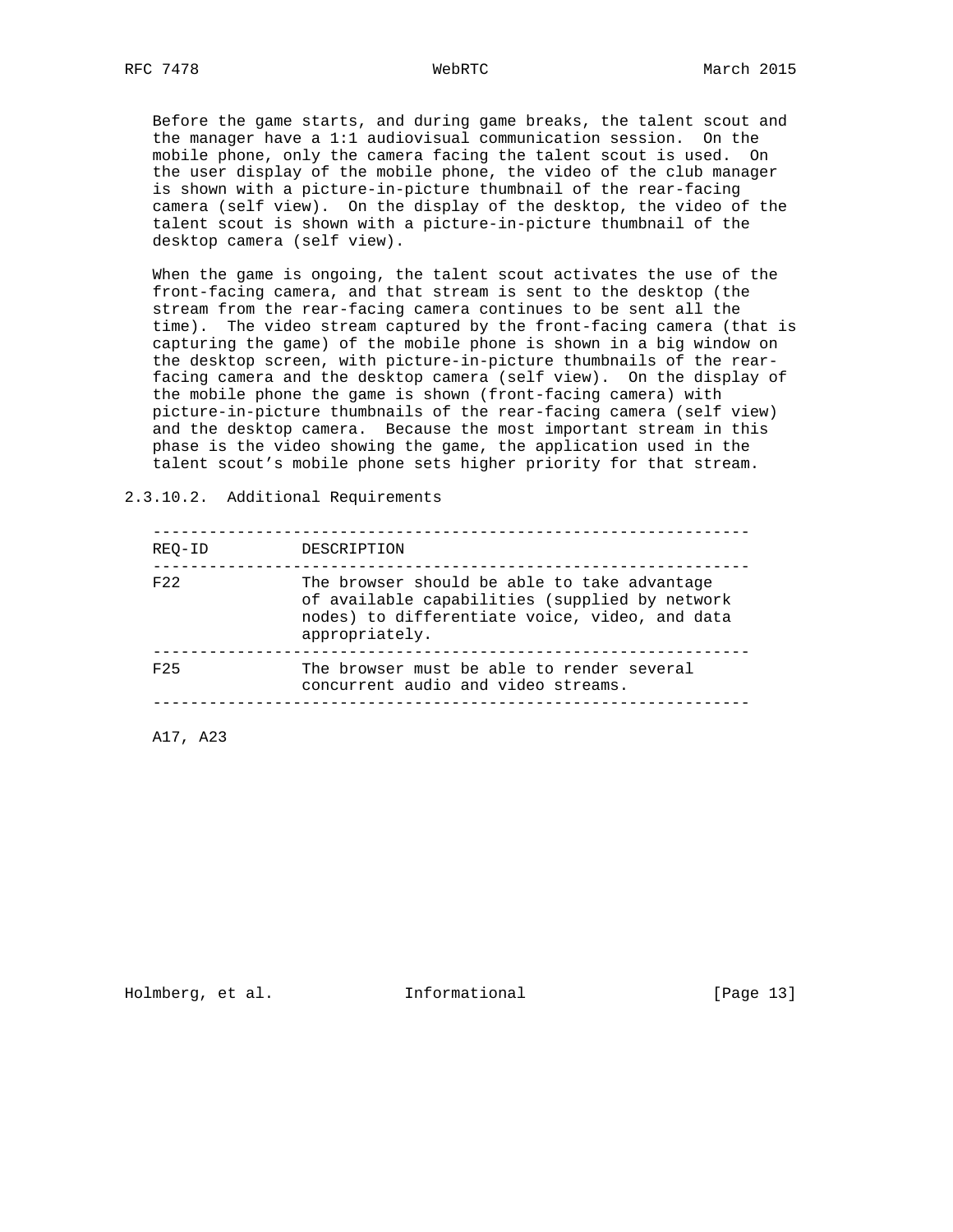Before the game starts, and during game breaks, the talent scout and the manager have a 1:1 audiovisual communication session. On the mobile phone, only the camera facing the talent scout is used. On the user display of the mobile phone, the video of the club manager is shown with a picture-in-picture thumbnail of the rear-facing camera (self view). On the display of the desktop, the video of the talent scout is shown with a picture-in-picture thumbnail of the desktop camera (self view).

When the game is ongoing, the talent scout activates the use of the front-facing camera, and that stream is sent to the desktop (the stream from the rear-facing camera continues to be sent all the time). The video stream captured by the front-facing camera (that is capturing the game) of the mobile phone is shown in a big window on the desktop screen, with picture-in-picture thumbnails of the rear-facing camera and the desktop camera (self view). On the display of the mobile phone the game is shown (front-facing camera) with picture-in-picture thumbnails of the rear-facing camera (self view) and the desktop camera. Because the most important stream in this phase is the video showing the game, the application used in the talent scout’s mobile phone sets higher priority for that stream.

### 2.3.10.2. Additional Requirements

| REQ-ID | DESCRIPTION |
|---|---|
| F22 | The browser should be able to take advantage of available capabilities (supplied by network nodes) to differentiate voice, video, and data appropriately. |
| F25 | The browser must be able to render several concurrent audio and video streams. |

A17, A23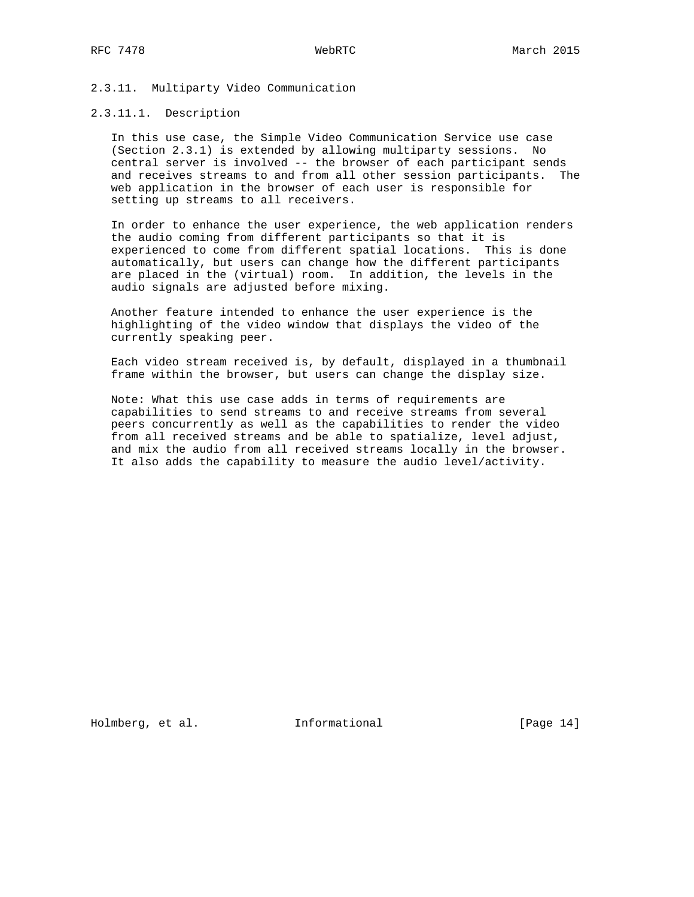#### 2.3.11. Multiparty Video Communication

##### 2.3.11.1. Description

In this use case, the Simple Video Communication Service use case (Section 2.3.1) is extended by allowing multiparty sessions. No central server is involved -- the browser of each participant sends and receives streams to and from all other session participants. The web application in the browser of each user is responsible for setting up streams to all receivers.

In order to enhance the user experience, the web application renders the audio coming from different participants so that it is experienced to come from different spatial locations. This is done automatically, but users can change how the different participants are placed in the (virtual) room. In addition, the levels in the audio signals are adjusted before mixing.

Another feature intended to enhance the user experience is the highlighting of the video window that displays the video of the currently speaking peer.

Each video stream received is, by default, displayed in a thumbnail frame within the browser, but users can change the display size.

Note: What this use case adds in terms of requirements are capabilities to send streams to and receive streams from several peers concurrently as well as the capabilities to render the video from all received streams and be able to spatialize, level adjust, and mix the audio from all received streams locally in the browser. It also adds the capability to measure the audio level/activity.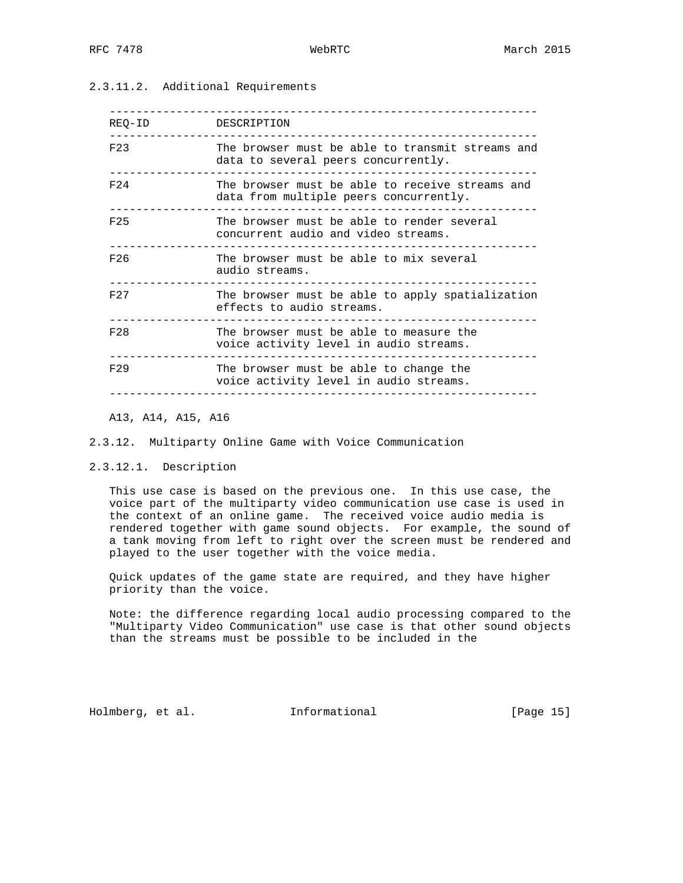#### 2.3.11.2. Additional Requirements

| REQ-ID | DESCRIPTION |
|---|---|
| F23 | The browser must be able to transmit streams and data to several peers concurrently. |
| F24 | The browser must be able to receive streams and data from multiple peers concurrently. |
| F25 | The browser must be able to render several concurrent audio and video streams. |
| F26 | The browser must be able to mix several audio streams. |
| F27 | The browser must be able to apply spatialization effects to audio streams. |
| F28 | The browser must be able to measure the voice activity level in audio streams. |
| F29 | The browser must be able to change the voice activity level in audio streams. |

A13, A14, A15, A16

### 2.3.12. Multiparty Online Game with Voice Communication

#### 2.3.12.1. Description

This use case is based on the previous one. In this use case, the voice part of the multiparty video communication use case is used in the context of an online game. The received voice audio media is rendered together with game sound objects. For example, the sound of a tank moving from left to right over the screen must be rendered and played to the user together with the voice media.

Quick updates of the game state are required, and they have higher priority than the voice.

Note: the difference regarding local audio processing compared to the "Multiparty Video Communication" use case is that other sound objects than the streams must be possible to be included in the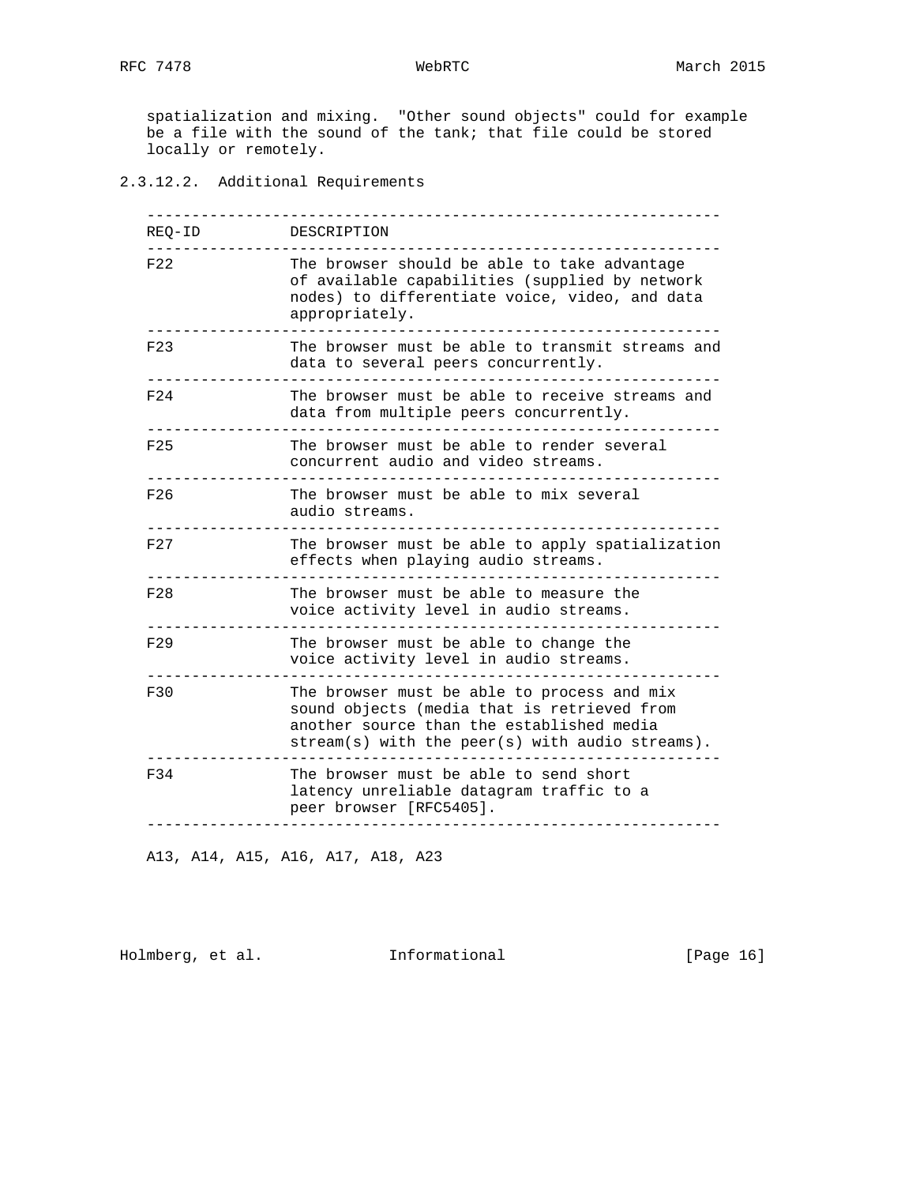spatialization and mixing. "Other sound objects" could for example be a file with the sound of the tank; that file could be stored locally or remotely.

#### 2.3.12.2. Additional Requirements

| REQ-ID | DESCRIPTION |
| --- | --- |
| F22 | The browser should be able to take advantage of available capabilities (supplied by network nodes) to differentiate voice, video, and data appropriately. |
| F23 | The browser must be able to transmit streams and data to several peers concurrently. |
| F24 | The browser must be able to receive streams and data from multiple peers concurrently. |
| F25 | The browser must be able to render several concurrent audio and video streams. |
| F26 | The browser must be able to mix several audio streams. |
| F27 | The browser must be able to apply spatialization effects when playing audio streams. |
| F28 | The browser must be able to measure the voice activity level in audio streams. |
| F29 | The browser must be able to change the voice activity level in audio streams. |
| F30 | The browser must be able to process and mix sound objects (media that is retrieved from another source than the established media stream(s) with the peer(s) with audio streams). |
| F34 | The browser must be able to send short latency unreliable datagram traffic to a peer browser [RFC5405]. |

A13, A14, A15, A16, A17, A18, A23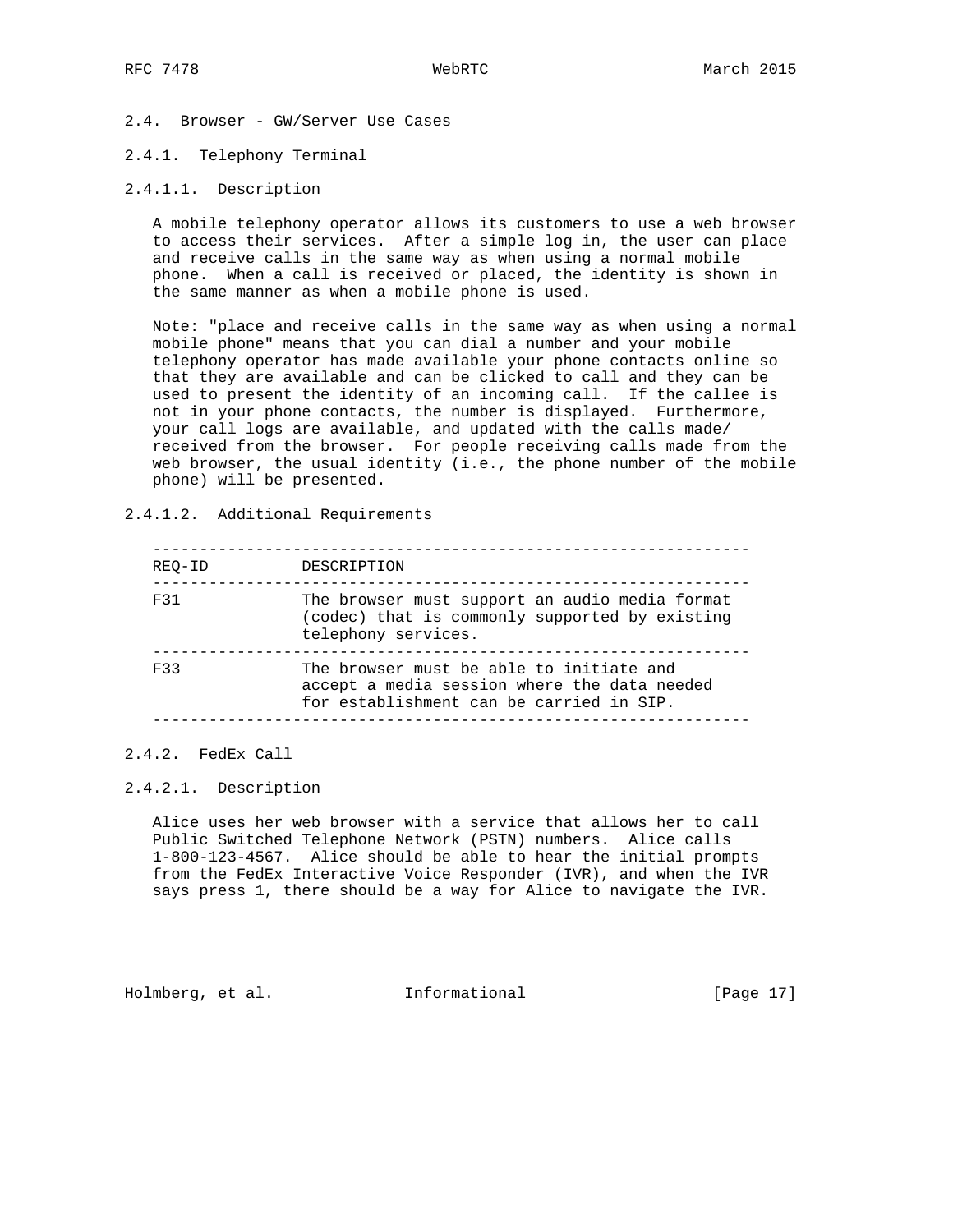### 2.4. Browser - GW/Server Use Cases

#### 2.4.1. Telephony Terminal

##### 2.4.1.1. Description

A mobile telephony operator allows its customers to use a web browser to access their services. After a simple log in, the user can place and receive calls in the same way as when using a normal mobile phone. When a call is received or placed, the identity is shown in the same manner as when a mobile phone is used.

Note: "place and receive calls in the same way as when using a normal mobile phone" means that you can dial a number and your mobile telephony operator has made available your phone contacts online so that they are available and can be clicked to call and they can be used to present the identity of an incoming call. If the callee is not in your phone contacts, the number is displayed. Furthermore, your call logs are available, and updated with the calls made/received from the browser. For people receiving calls made from the web browser, the usual identity (i.e., the phone number of the mobile phone) will be presented.

##### 2.4.1.2. Additional Requirements

| REQ-ID | DESCRIPTION |
|---|---|
| F31 | The browser must support an audio media format (codec) that is commonly supported by existing telephony services. |
| F33 | The browser must be able to initiate and accept a media session where the data needed for establishment can be carried in SIP. |

#### 2.4.2. FedEx Call

##### 2.4.2.1. Description

Alice uses her web browser with a service that allows her to call Public Switched Telephone Network (PSTN) numbers. Alice calls 1-800-123-4567. Alice should be able to hear the initial prompts from the FedEx Interactive Voice Responder (IVR), and when the IVR says press 1, there should be a way for Alice to navigate the IVR.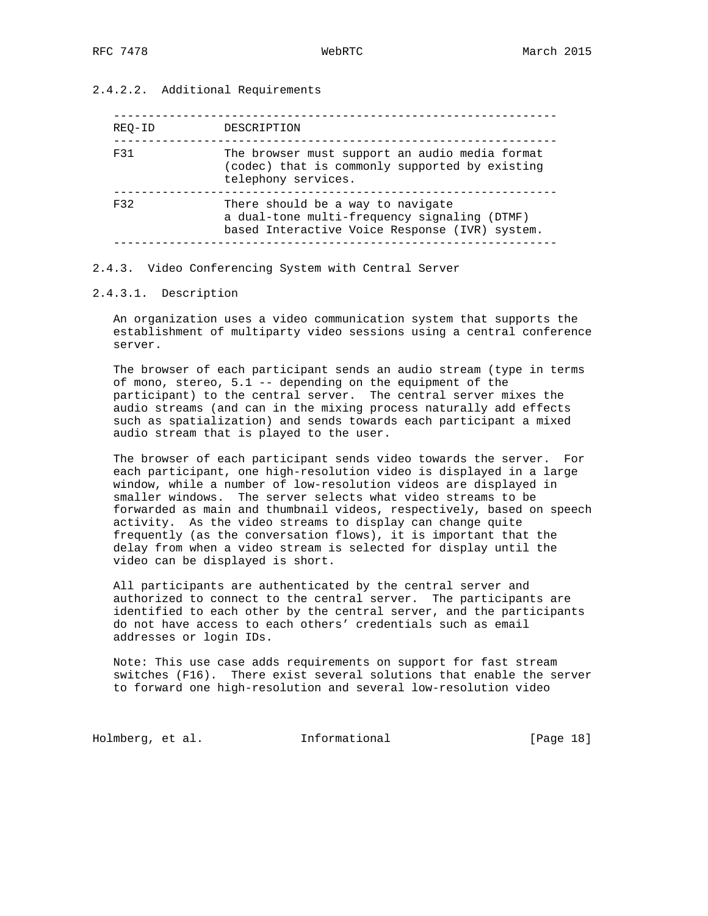#### 2.4.2.2. Additional Requirements

| REQ-ID | DESCRIPTION |
| --- | --- |
| F31 | The browser must support an audio media format (codec) that is commonly supported by existing telephony services. |
| F32 | There should be a way to navigate a dual-tone multi-frequency signaling (DTMF) based Interactive Voice Response (IVR) system. |

### 2.4.3. Video Conferencing System with Central Server

#### 2.4.3.1. Description

An organization uses a video communication system that supports the establishment of multiparty video sessions using a central conference server.

The browser of each participant sends an audio stream (type in terms of mono, stereo, 5.1 -- depending on the equipment of the participant) to the central server. The central server mixes the audio streams (and can in the mixing process naturally add effects such as spatialization) and sends towards each participant a mixed audio stream that is played to the user.

The browser of each participant sends video towards the server. For each participant, one high-resolution video is displayed in a large window, while a number of low-resolution videos are displayed in smaller windows. The server selects what video streams to be forwarded as main and thumbnail videos, respectively, based on speech activity. As the video streams to display can change quite frequently (as the conversation flows), it is important that the delay from when a video stream is selected for display until the video can be displayed is short.

All participants are authenticated by the central server and authorized to connect to the central server. The participants are identified to each other by the central server, and the participants do not have access to each others' credentials such as email addresses or login IDs.

Note: This use case adds requirements on support for fast stream switches (F16). There exist several solutions that enable the server to forward one high-resolution and several low-resolution video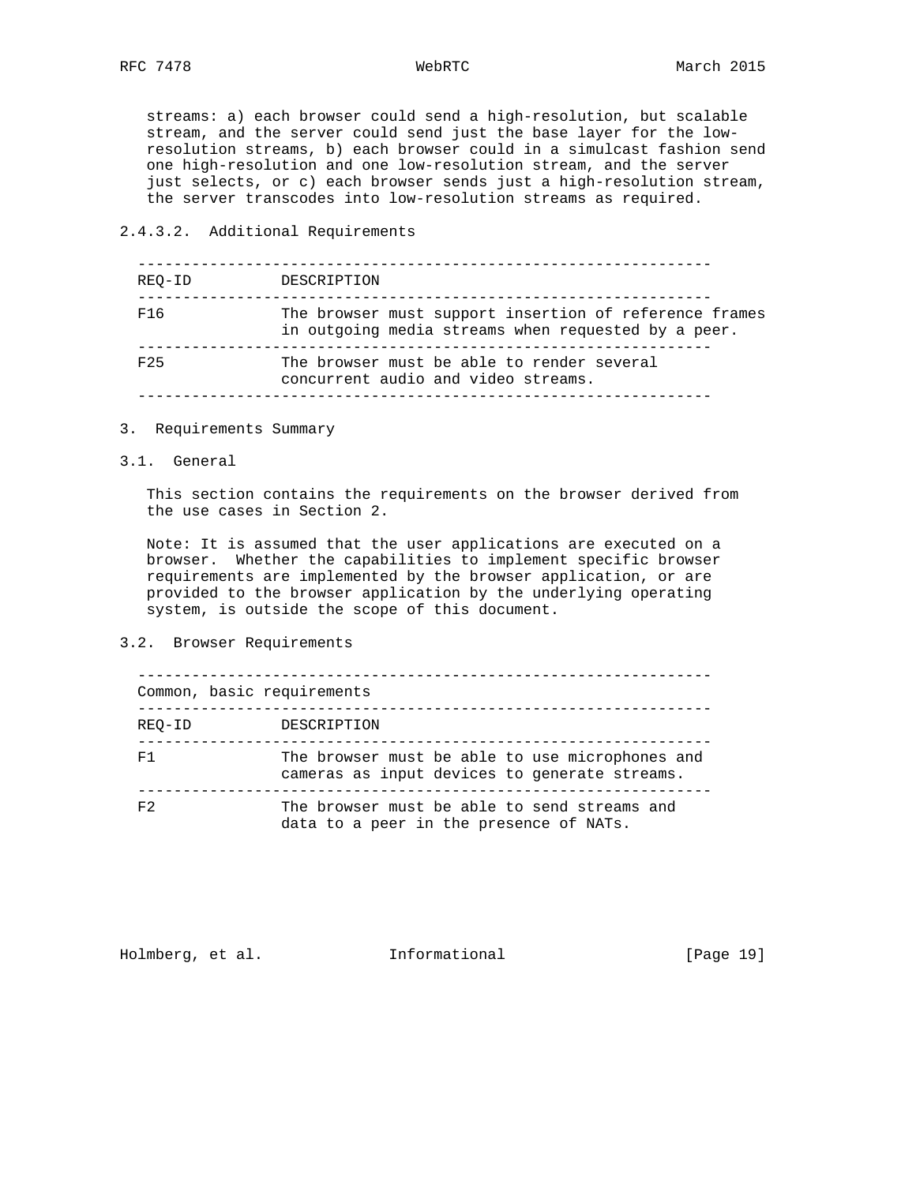streams: a) each browser could send a high-resolution, but scalable stream, and the server could send just the base layer for the low-resolution streams, b) each browser could in a simulcast fashion send one high-resolution and one low-resolution stream, and the server just selects, or c) each browser sends just a high-resolution stream, the server transcodes into low-resolution streams as required.

#### 2.4.3.2. Additional Requirements

| REQ-ID | DESCRIPTION |
| --- | --- |
| F16 | The browser must support insertion of reference frames in outgoing media streams when requested by a peer. |
| F25 | The browser must be able to render several concurrent audio and video streams. |

## 3. Requirements Summary

### 3.1. General

This section contains the requirements on the browser derived from the use cases in Section 2.

Note: It is assumed that the user applications are executed on a browser. Whether the capabilities to implement specific browser requirements are implemented by the browser application, or are provided to the browser application by the underlying operating system, is outside the scope of this document.

### 3.2. Browser Requirements

Common, basic requirements

| REQ-ID | DESCRIPTION |
| --- | --- |
| F1 | The browser must be able to use microphones and cameras as input devices to generate streams. |
| F2 | The browser must be able to send streams and data to a peer in the presence of NATs. |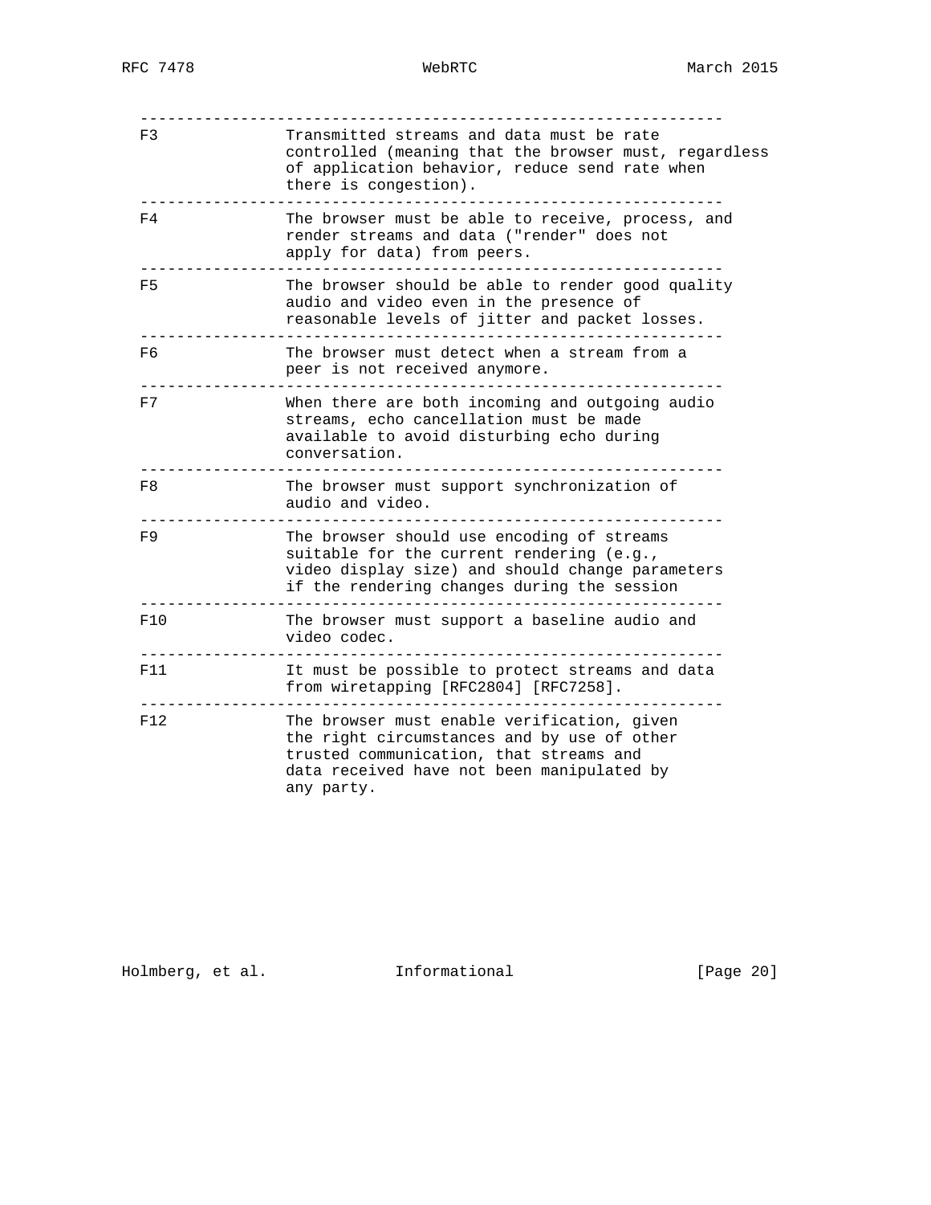| | |
|---|---|
| F3 | Transmitted streams and data must be rate controlled (meaning that the browser must, regardless of application behavior, reduce send rate when there is congestion). |
| F4 | The browser must be able to receive, process, and render streams and data ("render" does not apply for data) from peers. |
| F5 | The browser should be able to render good quality audio and video even in the presence of reasonable levels of jitter and packet losses. |
| F6 | The browser must detect when a stream from a peer is not received anymore. |
| F7 | When there are both incoming and outgoing audio streams, echo cancellation must be made available to avoid disturbing echo during conversation. |
| F8 | The browser must support synchronization of audio and video. |
| F9 | The browser should use encoding of streams suitable for the current rendering (e.g., video display size) and should change parameters if the rendering changes during the session |
| F10 | The browser must support a baseline audio and video codec. |
| F11 | It must be possible to protect streams and data from wiretapping [RFC2804] [RFC7258]. |
| F12 | The browser must enable verification, given the right circumstances and by use of other trusted communication, that streams and data received have not been manipulated by any party. |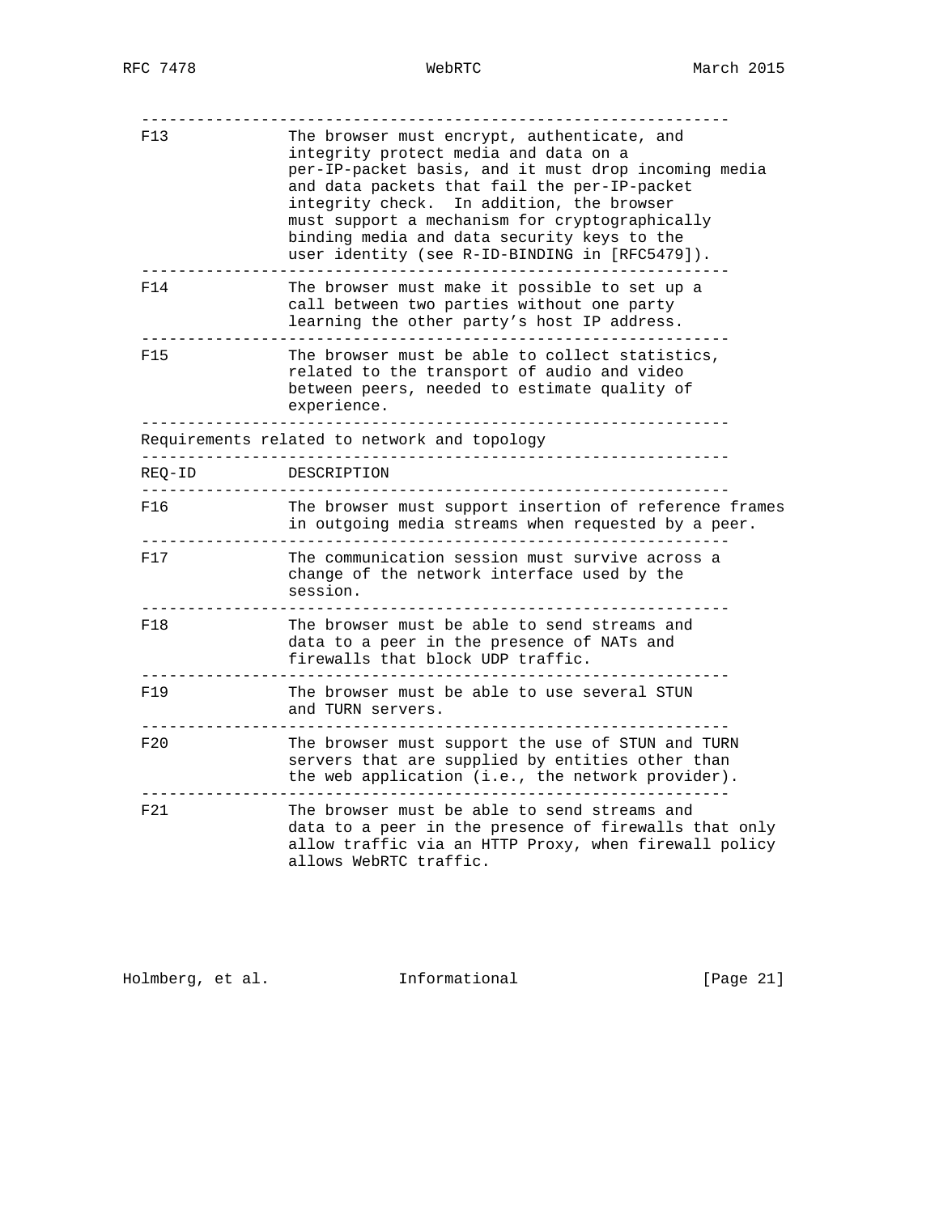| REQ-ID | DESCRIPTION |
| --- | --- |
| F13 | The browser must encrypt, authenticate, and integrity protect media and data on a per-IP-packet basis, and it must drop incoming media and data packets that fail the per-IP-packet integrity check. In addition, the browser must support a mechanism for cryptographically binding media and data security keys to the user identity (see R-ID-BINDING in [RFC5479]). |
| F14 | The browser must make it possible to set up a call between two parties without one party learning the other party’s host IP address. |
| F15 | The browser must be able to collect statistics, related to the transport of audio and video between peers, needed to estimate quality of experience. |

Requirements related to network and topology

| REQ-ID | DESCRIPTION |
| --- | --- |
| F16 | The browser must support insertion of reference frames in outgoing media streams when requested by a peer. |
| F17 | The communication session must survive across a change of the network interface used by the session. |
| F18 | The browser must be able to send streams and data to a peer in the presence of NATs and firewalls that block UDP traffic. |
| F19 | The browser must be able to use several STUN and TURN servers. |
| F20 | The browser must support the use of STUN and TURN servers that are supplied by entities other than the web application (i.e., the network provider). |
| F21 | The browser must be able to send streams and data to a peer in the presence of firewalls that only allow traffic via an HTTP Proxy, when firewall policy allows WebRTC traffic. |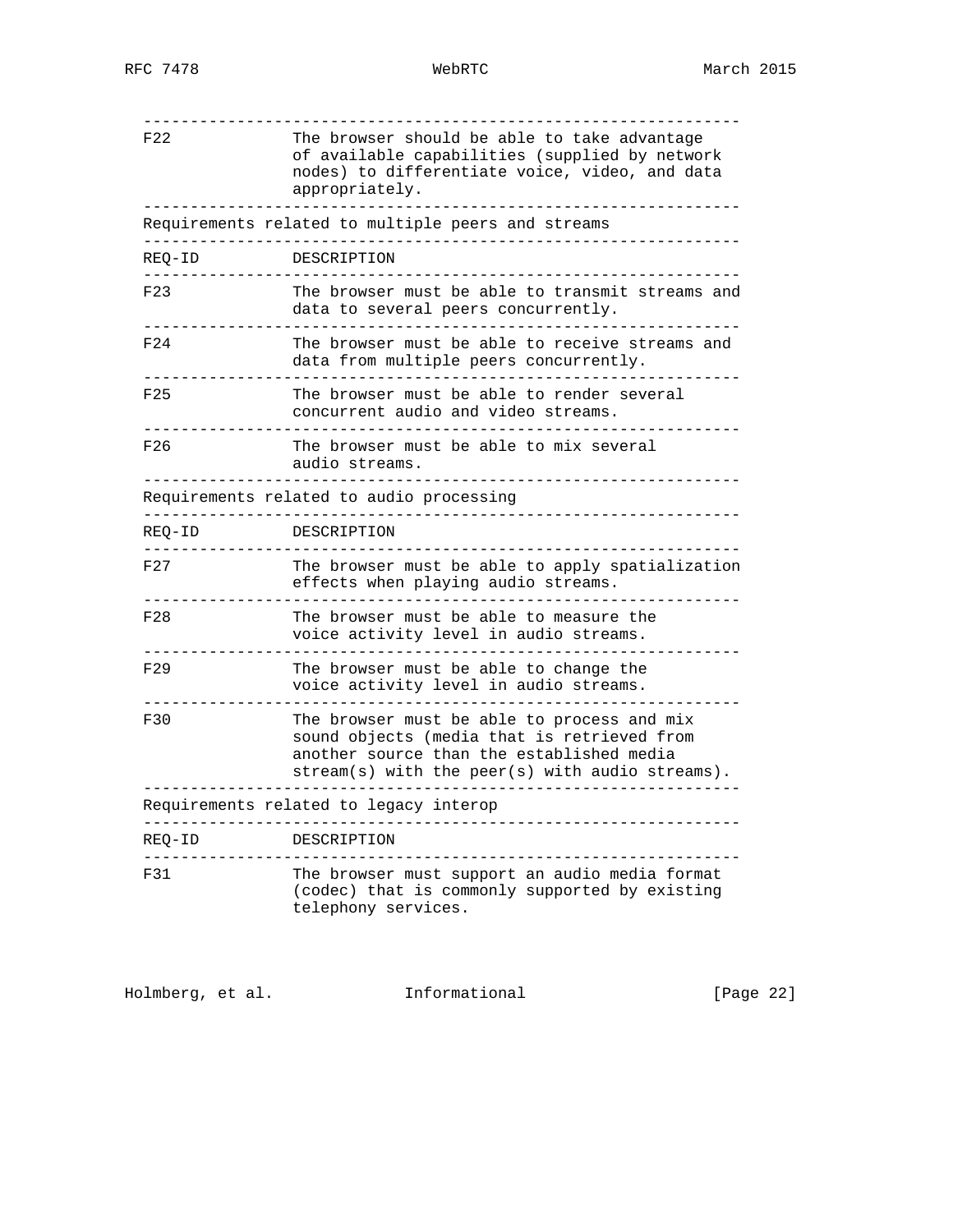| REQ-ID | DESCRIPTION |
| --- | --- |
| F22 | The browser should be able to take advantage of available capabilities (supplied by network nodes) to differentiate voice, video, and data appropriately. |

Requirements related to multiple peers and streams

| REQ-ID | DESCRIPTION |
| --- | --- |
| F23 | The browser must be able to transmit streams and data to several peers concurrently. |
| F24 | The browser must be able to receive streams and data from multiple peers concurrently. |
| F25 | The browser must be able to render several concurrent audio and video streams. |
| F26 | The browser must be able to mix several audio streams. |

Requirements related to audio processing

| REQ-ID | DESCRIPTION |
| --- | --- |
| F27 | The browser must be able to apply spatialization effects when playing audio streams. |
| F28 | The browser must be able to measure the voice activity level in audio streams. |
| F29 | The browser must be able to change the voice activity level in audio streams. |
| F30 | The browser must be able to process and mix sound objects (media that is retrieved from another source than the established media stream(s) with the peer(s) with audio streams). |

Requirements related to legacy interop

| REQ-ID | DESCRIPTION |
| --- | --- |
| F31 | The browser must support an audio media format (codec) that is commonly supported by existing telephony services. |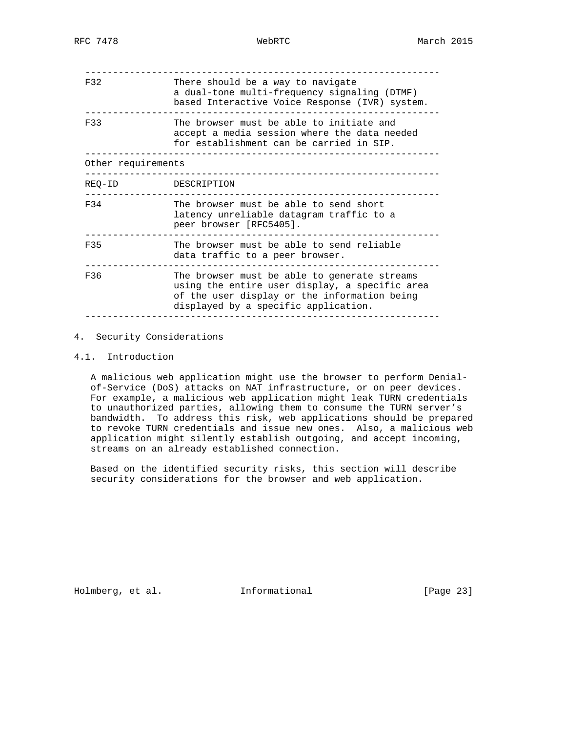| REQ-ID | DESCRIPTION |
| --- | --- |
| F32 | There should be a way to navigate a dual-tone multi-frequency signaling (DTMF) based Interactive Voice Response (IVR) system. |
| F33 | The browser must be able to initiate and accept a media session where the data needed for establishment can be carried in SIP. |

Other requirements

| REQ-ID | DESCRIPTION |
| --- | --- |
| F34 | The browser must be able to send short latency unreliable datagram traffic to a peer browser [RFC5405]. |
| F35 | The browser must be able to send reliable data traffic to a peer browser. |
| F36 | The browser must be able to generate streams using the entire user display, a specific area of the user display or the information being displayed by a specific application. |

## 4. Security Considerations

### 4.1. Introduction

A malicious web application might use the browser to perform Denial-of-Service (DoS) attacks on NAT infrastructure, or on peer devices. For example, a malicious web application might leak TURN credentials to unauthorized parties, allowing them to consume the TURN server's bandwidth. To address this risk, web applications should be prepared to revoke TURN credentials and issue new ones. Also, a malicious web application might silently establish outgoing, and accept incoming, streams on an already established connection.

Based on the identified security risks, this section will describe security considerations for the browser and web application.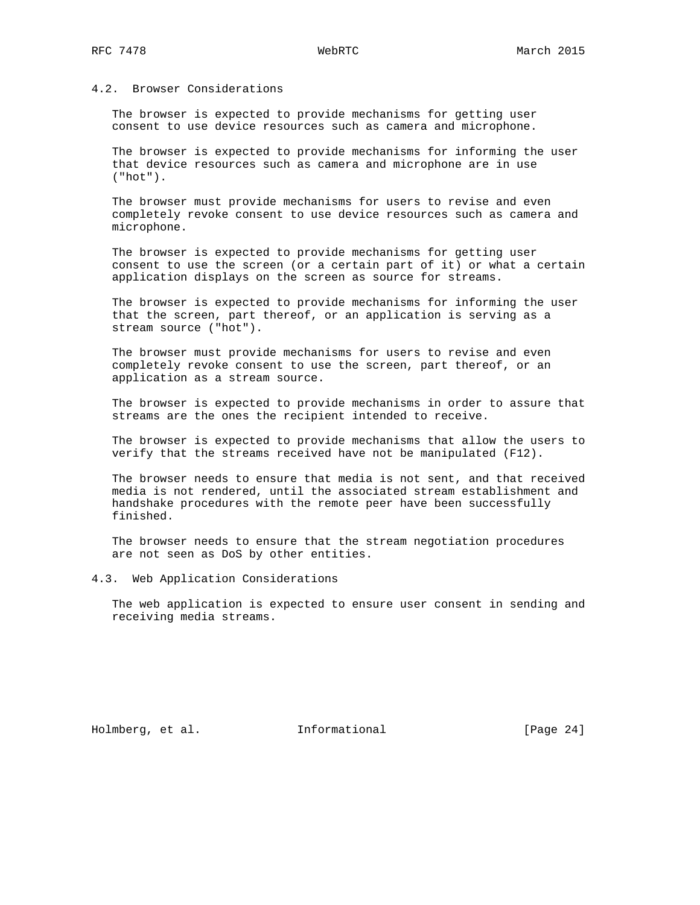### 4.2. Browser Considerations

The browser is expected to provide mechanisms for getting user consent to use device resources such as camera and microphone.

The browser is expected to provide mechanisms for informing the user that device resources such as camera and microphone are in use ("hot").

The browser must provide mechanisms for users to revise and even completely revoke consent to use device resources such as camera and microphone.

The browser is expected to provide mechanisms for getting user consent to use the screen (or a certain part of it) or what a certain application displays on the screen as source for streams.

The browser is expected to provide mechanisms for informing the user that the screen, part thereof, or an application is serving as a stream source ("hot").

The browser must provide mechanisms for users to revise and even completely revoke consent to use the screen, part thereof, or an application as a stream source.

The browser is expected to provide mechanisms in order to assure that streams are the ones the recipient intended to receive.

The browser is expected to provide mechanisms that allow the users to verify that the streams received have not be manipulated (F12).

The browser needs to ensure that media is not sent, and that received media is not rendered, until the associated stream establishment and handshake procedures with the remote peer have been successfully finished.

The browser needs to ensure that the stream negotiation procedures are not seen as DoS by other entities.

### 4.3. Web Application Considerations

The web application is expected to ensure user consent in sending and receiving media streams.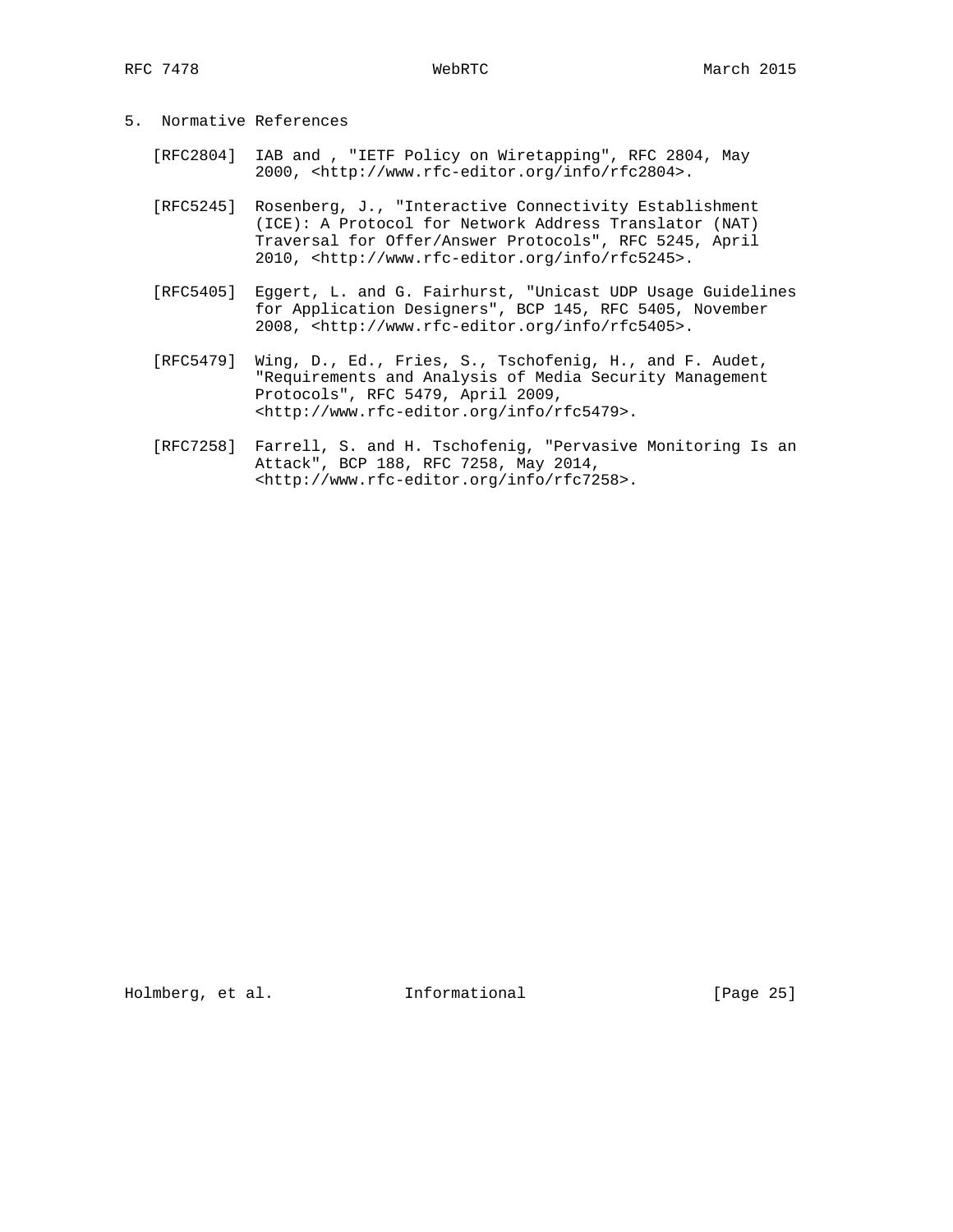## 5. Normative References

[RFC2804] IAB and , "IETF Policy on Wiretapping", RFC 2804, May 2000, <http://www.rfc-editor.org/info/rfc2804>.

[RFC5245] Rosenberg, J., "Interactive Connectivity Establishment (ICE): A Protocol for Network Address Translator (NAT) Traversal for Offer/Answer Protocols", RFC 5245, April 2010, <http://www.rfc-editor.org/info/rfc5245>.

[RFC5405] Eggert, L. and G. Fairhurst, "Unicast UDP Usage Guidelines for Application Designers", BCP 145, RFC 5405, November 2008, <http://www.rfc-editor.org/info/rfc5405>.

[RFC5479] Wing, D., Ed., Fries, S., Tschofenig, H., and F. Audet, "Requirements and Analysis of Media Security Management Protocols", RFC 5479, April 2009, <http://www.rfc-editor.org/info/rfc5479>.

[RFC7258] Farrell, S. and H. Tschofenig, "Pervasive Monitoring Is an Attack", BCP 188, RFC 7258, May 2014, <http://www.rfc-editor.org/info/rfc7258>.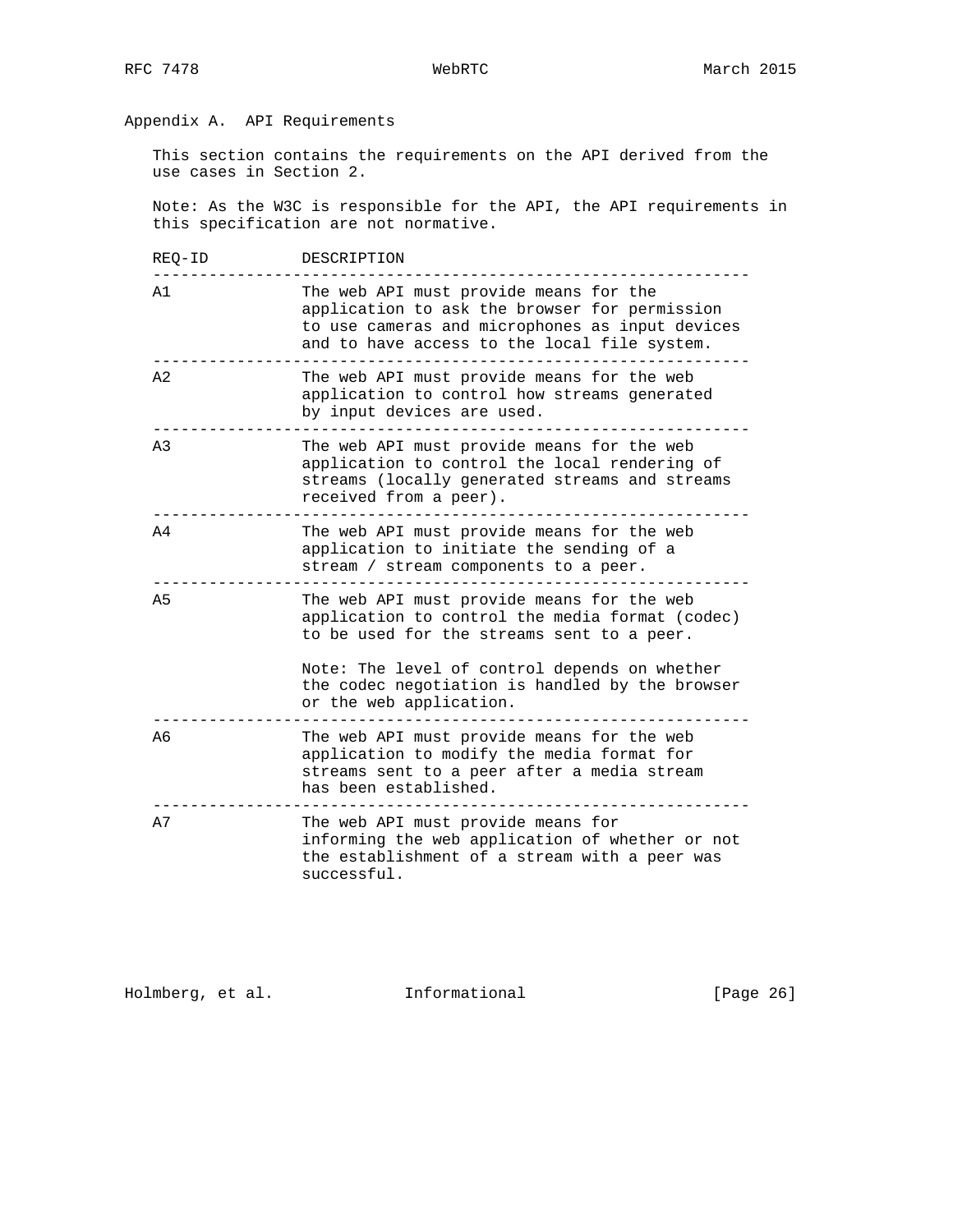## Appendix A. API Requirements

This section contains the requirements on the API derived from the use cases in Section 2.

Note: As the W3C is responsible for the API, the API requirements in this specification are not normative.

| REQ-ID | DESCRIPTION |
|---|---|
| A1 | The web API must provide means for the application to ask the browser for permission to use cameras and microphones as input devices and to have access to the local file system. |
| A2 | The web API must provide means for the web application to control how streams generated by input devices are used. |
| A3 | The web API must provide means for the web application to control the local rendering of streams (locally generated streams and streams received from a peer). |
| A4 | The web API must provide means for the web application to initiate the sending of a stream / stream components to a peer. |
| A5 | The web API must provide means for the web application to control the media format (codec) to be used for the streams sent to a peer. <br><br> Note: The level of control depends on whether the codec negotiation is handled by the browser or the web application. |
| A6 | The web API must provide means for the web application to modify the media format for streams sent to a peer after a media stream has been established. |
| A7 | The web API must provide means for informing the web application of whether or not the establishment of a stream with a peer was successful. |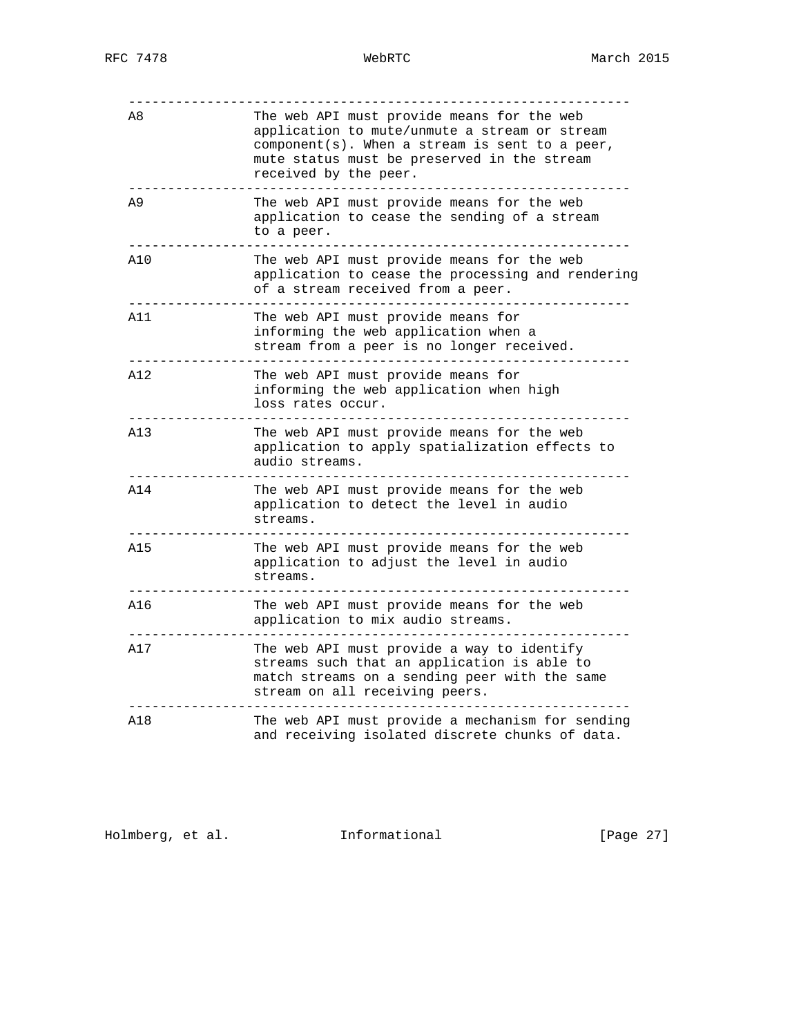| | |
|---|---|
| A8 | The web API must provide means for the web application to mute/unmute a stream or stream component(s). When a stream is sent to a peer, mute status must be preserved in the stream received by the peer. |
| A9 | The web API must provide means for the web application to cease the sending of a stream to a peer. |
| A10 | The web API must provide means for the web application to cease the processing and rendering of a stream received from a peer. |
| A11 | The web API must provide means for informing the web application when a stream from a peer is no longer received. |
| A12 | The web API must provide means for informing the web application when high loss rates occur. |
| A13 | The web API must provide means for the web application to apply spatialization effects to audio streams. |
| A14 | The web API must provide means for the web application to detect the level in audio streams. |
| A15 | The web API must provide means for the web application to adjust the level in audio streams. |
| A16 | The web API must provide means for the web application to mix audio streams. |
| A17 | The web API must provide a way to identify streams such that an application is able to match streams on a sending peer with the same stream on all receiving peers. |
| A18 | The web API must provide a mechanism for sending and receiving isolated discrete chunks of data. |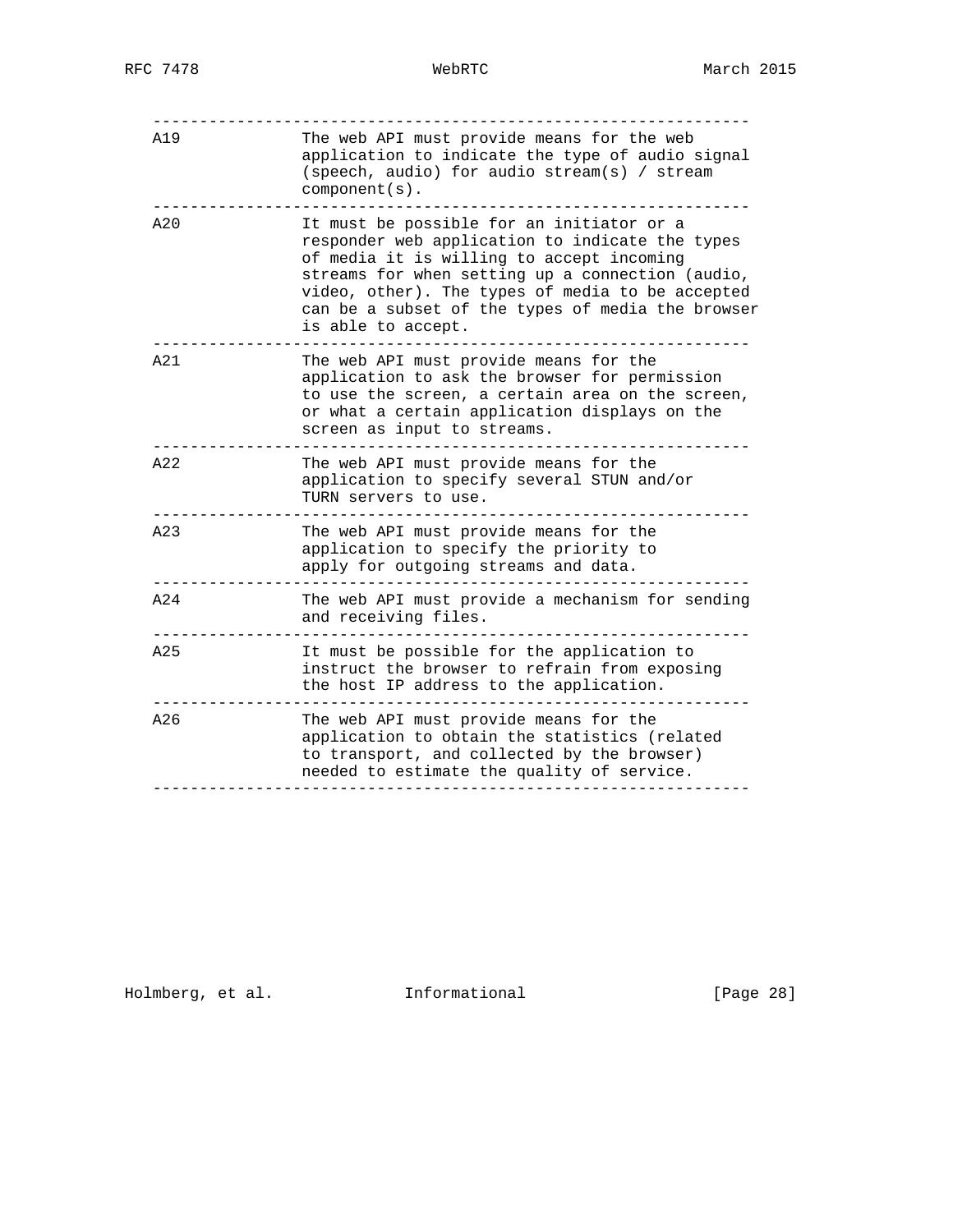| | |
|---|---|
| A19 | The web API must provide means for the web application to indicate the type of audio signal (speech, audio) for audio stream(s) / stream component(s). |
| A20 | It must be possible for an initiator or a responder web application to indicate the types of media it is willing to accept incoming streams for when setting up a connection (audio, video, other). The types of media to be accepted can be a subset of the types of media the browser is able to accept. |
| A21 | The web API must provide means for the application to ask the browser for permission to use the screen, a certain area on the screen, or what a certain application displays on the screen as input to streams. |
| A22 | The web API must provide means for the application to specify several STUN and/or TURN servers to use. |
| A23 | The web API must provide means for the application to specify the priority to apply for outgoing streams and data. |
| A24 | The web API must provide a mechanism for sending and receiving files. |
| A25 | It must be possible for the application to instruct the browser to refrain from exposing the host IP address to the application. |
| A26 | The web API must provide means for the application to obtain the statistics (related to transport, and collected by the browser) needed to estimate the quality of service. |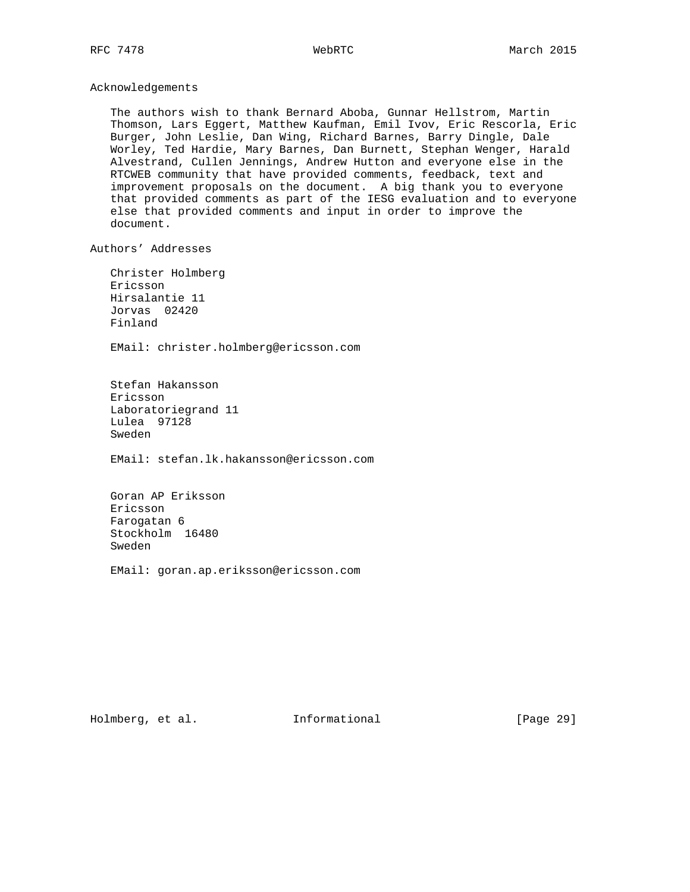## Acknowledgements

The authors wish to thank Bernard Aboba, Gunnar Hellstrom, Martin Thomson, Lars Eggert, Matthew Kaufman, Emil Ivov, Eric Rescorla, Eric Burger, John Leslie, Dan Wing, Richard Barnes, Barry Dingle, Dale Worley, Ted Hardie, Mary Barnes, Dan Burnett, Stephan Wenger, Harald Alvestrand, Cullen Jennings, Andrew Hutton and everyone else in the RTCWEB community that have provided comments, feedback, text and improvement proposals on the document. A big thank you to everyone that provided comments as part of the IESG evaluation and to everyone else that provided comments and input in order to improve the document.

## Authors' Addresses

Christer Holmberg
Ericsson
Hirsalantie 11
Jorvas 02420
Finland

EMail: christer.holmberg@ericsson.com

Stefan Hakansson
Ericsson
Laboratoriegrand 11
Lulea 97128
Sweden

EMail: stefan.lk.hakansson@ericsson.com

Goran AP Eriksson
Ericsson
Farogatan 6
Stockholm 16480
Sweden

EMail: goran.ap.eriksson@ericsson.com